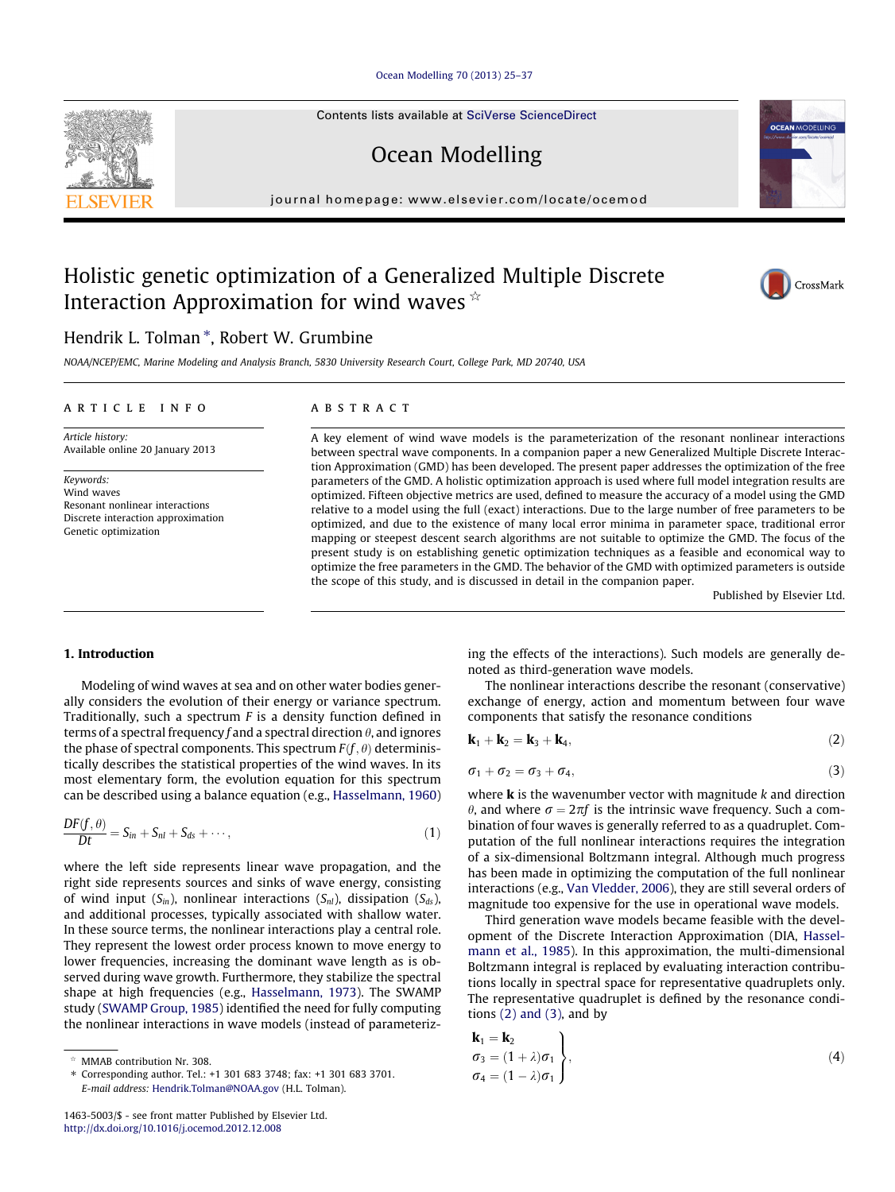# Holistic genetic optimization of a Generalized Multiple Discrete Interaction Approximation for wind waves ☆

Hendrik L. Tolman *, Robert W. Grumbine

NOAA/NCEP/EMC, Marine Modeling and Analysis Branch, 5830 University Research Court, College Park, MD 20740, USA

## ARTICLE INFO

*Article history:*
Available online 20 January 2013

*Keywords:*
Wind waves
Resonant nonlinear interactions
Discrete interaction approximation
Genetic optimization

## ABSTRACT

A key element of wind wave models is the parameterization of the resonant nonlinear interactions between spectral wave components. In a companion paper a new Generalized Multiple Discrete Interaction Approximation (GMD) has been developed. The present paper addresses the optimization of the free parameters of the GMD. A holistic optimization approach is used where full model integration results are optimized. Fifteen objective metrics are used, defined to measure the accuracy of a model using the GMD relative to a model using the full (exact) interactions. Due to the large number of free parameters to be optimized, and due to the existence of many local error minima in parameter space, traditional error mapping or steepest descent search algorithms are not suitable to optimize the GMD. The focus of the present study is on establishing genetic optimization techniques as a feasible and economical way to optimize the free parameters in the GMD. The behavior of the GMD with optimized parameters is outside the scope of this study, and is discussed in detail in the companion paper.

Published by Elsevier Ltd.

## 1. Introduction

Modeling of wind waves at sea and on other water bodies generally considers the evolution of their energy or variance spectrum. Traditionally, such a spectrum $F$ is a density function defined in terms of a spectral frequency $f$ and a spectral direction $\theta$, and ignores the phase of spectral components. This spectrum $F(f,\theta)$ deterministically describes the statistical properties of the wind waves. In its most elementary form, the evolution equation for this spectrum can be described using a balance equation (e.g., Hasselmann, 1960)

$$\frac{DF(f,\theta)}{Dt} = S_{in} + S_{nl} + S_{ds} + \cdots, \tag{1}$$

where the left side represents linear wave propagation, and the right side represents sources and sinks of wave energy, consisting of wind input ($S_{in}$), nonlinear interactions ($S_{nl}$), dissipation ($S_{ds}$), and additional processes, typically associated with shallow water. In these source terms, the nonlinear interactions play a central role. They represent the lowest order process known to move energy to lower frequencies, increasing the dominant wave length as is observed during wave growth. Furthermore, they stabilize the spectral shape at high frequencies (e.g., Hasselmann, 1973). The SWAMP study (SWAMP Group, 1985) identified the need for fully computing the nonlinear interactions in wave models (instead of parameterizing the effects of the interactions). Such models are generally denoted as third-generation wave models.

The nonlinear interactions describe the resonant (conservative) exchange of energy, action and momentum between four wave components that satisfy the resonance conditions

$$\mathbf{k}_1 + \mathbf{k}_2 = \mathbf{k}_3 + \mathbf{k}_4, \tag{2}$$

$$\sigma_1 + \sigma_2 = \sigma_3 + \sigma_4, \tag{3}$$

where $\mathbf{k}$ is the wavenumber vector with magnitude $k$ and direction $\theta$, and where $\sigma = 2\pi f$ is the intrinsic wave frequency. Such a combination of four waves is generally referred to as a quadruplet. Computation of the full nonlinear interactions requires the integration of a six-dimensional Boltzmann integral. Although much progress has been made in optimizing the computation of the full nonlinear interactions (e.g., Van Vledder, 2006), they are still several orders of magnitude too expensive for the use in operational wave models.

Third generation wave models became feasible with the development of the Discrete Interaction Approximation (DIA, Hasselmann et al., 1985). In this approximation, the multi-dimensional Boltzmann integral is replaced by evaluating interaction contributions locally in spectral space for representative quadruplets only. The representative quadruplet is defined by the resonance conditions (2) and (3), and by

$$\left.\begin{aligned} \mathbf{k}_1 &= \mathbf{k}_2 \\ \sigma_3 &= (1+\lambda)\sigma_1 \\ \sigma_4 &= (1-\lambda)\sigma_1 \end{aligned}\right\}, \tag{4}$$

---

☆ MMAB contribution Nr. 308.

\* Corresponding author. Tel.: +1 301 683 3748; fax: +1 301 683 3701.
*E-mail address:* Hendrik.Tolman@NOAA.gov (H.L. Tolman).

1463-5003/$ - see front matter Published by Elsevier Ltd.
http://dx.doi.org/10.1016/j.ocemod.2012.12.008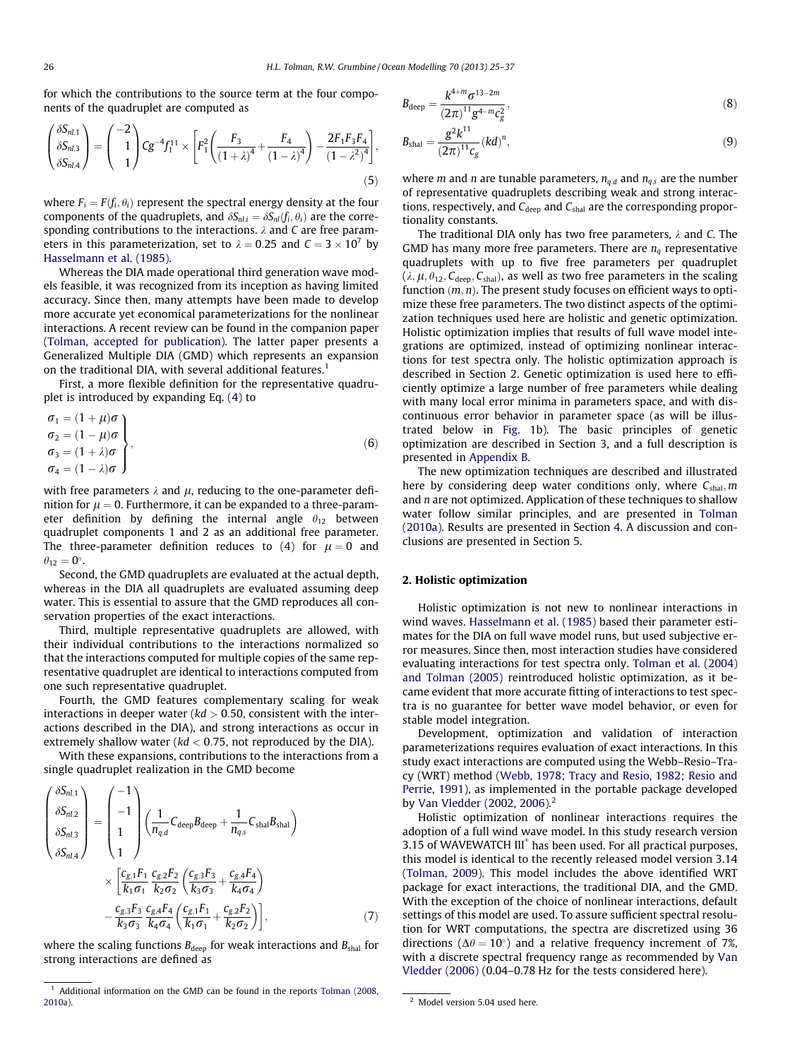for which the contributions to the source term at the four components of the quadruplet are computed as

$$\begin{pmatrix} \delta S_{nl,1} \\ \delta S_{nl,3} \\ \delta S_{nl,4} \end{pmatrix} = \begin{pmatrix} -2 \\ 1 \\ 1 \end{pmatrix} Cg^{-4} f_1^{11} \times \left[ F_1^2 \left( \frac{F_3}{(1+\lambda)^4} + \frac{F_4}{(1-\lambda)^4} \right) - \frac{2F_1F_3F_4}{(1-\lambda^2)^4} \right], \tag{5}$$

where $F_i = F(f_i, \theta_i)$ represent the spectral energy density at the four components of the quadruplets, and $\delta S_{nl,i} = \delta S_{nl}(f_i, \theta_i)$ are the corresponding contributions to the interactions. $\lambda$ and $C$ are free parameters in this parameterization, set to $\lambda = 0.25$ and $C = 3 \times 10^7$ by Hasselmann et al. (1985).

Whereas the DIA made operational third generation wave models feasible, it was recognized from its inception as having limited accuracy. Since then, many attempts have been made to develop more accurate yet economical parameterizations for the nonlinear interactions. A recent review can be found in the companion paper (Tolman, accepted for publication). The latter paper presents a Generalized Multiple DIA (GMD) which represents an expansion on the traditional DIA, with several additional features.[1]

First, a more flexible definition for the representative quadruplet is introduced by expanding Eq. (4) to

$$\left. \begin{array}{l} \sigma_1 = (1+\mu)\sigma \\ \sigma_2 = (1-\mu)\sigma \\ \sigma_3 = (1+\lambda)\sigma \\ \sigma_4 = (1-\lambda)\sigma \end{array} \right\}, \tag{6}$$

with free parameters $\lambda$ and $\mu$, reducing to the one-parameter definition for $\mu = 0$. Furthermore, it can be expanded to a three-parameter definition by defining the internal angle $\theta_{12}$ between quadruplet components 1 and 2 as an additional free parameter. The three-parameter definition reduces to (4) for $\mu = 0$ and $\theta_{12} = 0^\circ$.

Second, the GMD quadruplets are evaluated at the actual depth, whereas in the DIA all quadruplets are evaluated assuming deep water. This is essential to assure that the GMD reproduces all conservation properties of the exact interactions.

Third, multiple representative quadruplets are allowed, with their individual contributions to the interactions normalized so that the interactions computed for multiple copies of the same representative quadruplet are identical to interactions computed from one such representative quadruplet.

Fourth, the GMD features complementary scaling for weak interactions in deeper water ($kd > 0.50$, consistent with the interactions described in the DIA), and strong interactions as occur in extremely shallow water ($kd < 0.75$, not reproduced by the DIA).

With these expansions, contributions to the interactions from a single quadruplet realization in the GMD become

$$\begin{pmatrix} \delta S_{nl,1} \\ \delta S_{nl,2} \\ \delta S_{nl,3} \\ \delta S_{nl,4} \end{pmatrix} = \begin{pmatrix} -1 \\ -1 \\ 1 \\ 1 \end{pmatrix} \left( \frac{1}{n_{q,d}} C_{\text{deep}} B_{\text{deep}} + \frac{1}{n_{q,s}} C_{\text{shal}} B_{\text{shal}} \right) \times \left[ \frac{c_{g,1}F_1}{k_1\sigma_1} \frac{c_{g,2}F_2}{k_2\sigma_2} \left( \frac{c_{g,3}F_3}{k_3\sigma_3} + \frac{c_{g,4}F_4}{k_4\sigma_4} \right) - \frac{c_{g,3}F_3}{k_3\sigma_3} \frac{c_{g,4}F_4}{k_4\sigma_4} \left( \frac{c_{g,1}F_1}{k_1\sigma_1} + \frac{c_{g,2}F_2}{k_2\sigma_2} \right) \right], \tag{7}$$

where the scaling functions $B_{\text{deep}}$ for weak interactions and $B_{\text{shal}}$ for strong interactions are defined as

$$B_{\text{deep}} = \frac{k^{4+m}\sigma^{13-2m}}{(2\pi)^{11} g^{4-m} c_g^2}, \tag{8}$$

$$B_{\text{shal}} = \frac{g^2 k^{11}}{(2\pi)^{11} c_g} (kd)^n, \tag{9}$$

where $m$ and $n$ are tunable parameters, $n_{q,d}$ and $n_{q,s}$ are the number of representative quadruplets describing weak and strong interactions, respectively, and $C_{\text{deep}}$ and $C_{\text{shal}}$ are the corresponding proportionality constants.

The traditional DIA only has two free parameters, $\lambda$ and $C$. The GMD has many more free parameters. There are $n_q$ representative quadruplets with up to five free parameters per quadruplet ($\lambda, \mu, \theta_{12}, C_{\text{deep}}, C_{\text{shal}}$), as well as two free parameters in the scaling function $(m, n)$. The present study focuses on efficient ways to optimize these free parameters. The two distinct aspects of the optimization techniques used here are holistic and genetic optimization. Holistic optimization implies that results of full wave model integrations are optimized, instead of optimizing nonlinear interactions for test spectra only. The holistic optimization approach is described in Section 2. Genetic optimization is used here to efficiently optimize a large number of free parameters while dealing with many local error minima in parameters space, and with discontinuous error behavior in parameter space (as will be illustrated below in Fig. 1b). The basic principles of genetic optimization are described in Section 3, and a full description is presented in Appendix B.

The new optimization techniques are described and illustrated here by considering deep water conditions only, where $C_{\text{shal}}, m$ and $n$ are not optimized. Application of these techniques to shallow water follow similar principles, and are presented in Tolman (2010a). Results are presented in Section 4. A discussion and conclusions are presented in Section 5.

## 2. Holistic optimization

Holistic optimization is not new to nonlinear interactions in wind waves. Hasselmann et al. (1985) based their parameter estimates for the DIA on full wave model runs, but used subjective error measures. Since then, most interaction studies have considered evaluating interactions for test spectra only. Tolman et al. (2004) and Tolman (2005) reintroduced holistic optimization, as it became evident that more accurate fitting of interactions to test spectra is no guarantee for better wave model behavior, or even for stable model integration.

Development, optimization and validation of interaction parameterizations requires evaluation of exact interactions. In this study exact interactions are computed using the Webb–Resio–Tracy (WRT) method (Webb, 1978; Tracy and Resio, 1982; Resio and Perrie, 1991), as implemented in the portable package developed by Van Vledder (2002, 2006).[2]

Holistic optimization of nonlinear interactions requires the adoption of a full wind wave model. In this study research version 3.15 of WAVEWATCH III® has been used. For all practical purposes, this model is identical to the recently released model version 3.14 (Tolman, 2009). This model includes the above identified WRT package for exact interactions, the traditional DIA, and the GMD. With the exception of the choice of nonlinear interactions, default settings of this model are used. To assure sufficient spectral resolution for WRT computations, the spectra are discretized using 36 directions ($\Delta\theta = 10^\circ$) and a relative frequency increment of 7%, with a discrete spectral frequency range as recommended by Van Vledder (2006) (0.04–0.78 Hz for the tests considered here).

[1] Additional information on the GMD can be found in the reports Tolman (2008, 2010a).

[2] Model version 5.04 used here.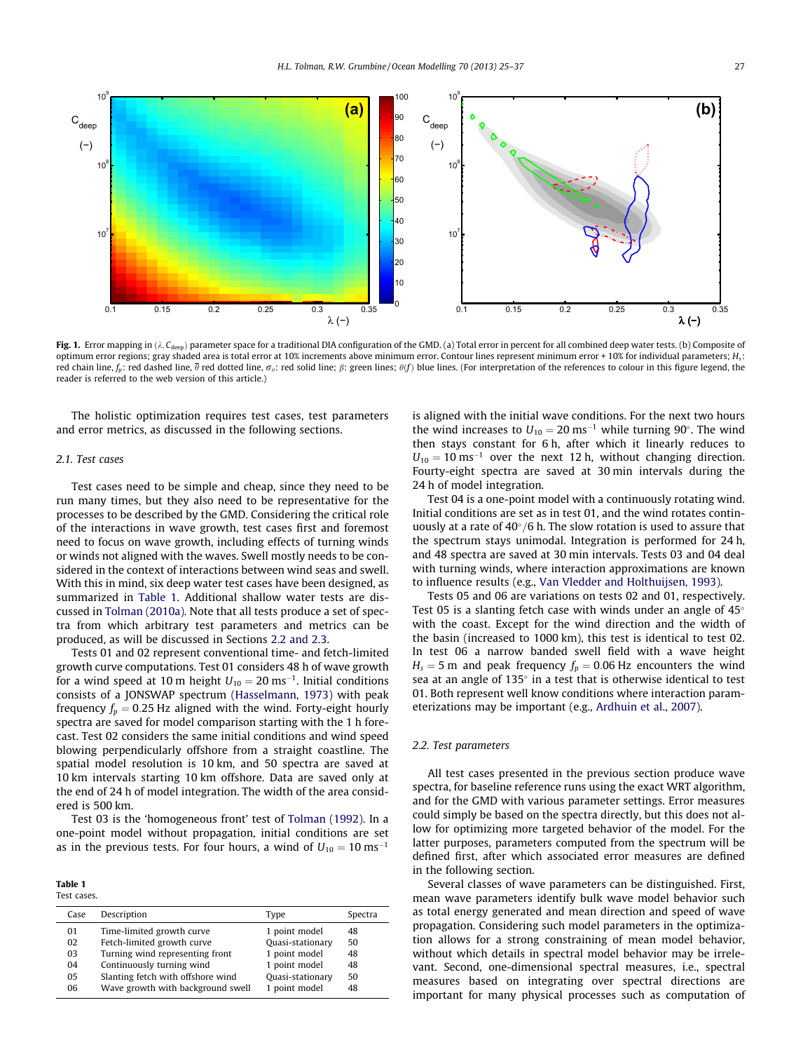**Fig. 1.** Error mapping in ($\lambda$, $C_{deep}$) parameter space for a traditional DIA configuration of the GMD. (a) Total error in percent for all combined deep water tests. (b) Composite of optimum error regions; gray shaded area is total error at 10% increments above minimum error. Contour lines represent minimum error + 10% for individual parameters; $H_s$: red chain line, $f_p$: red dashed line, $\overline{\theta}$ red dotted line, $\sigma_\theta$: red solid line; $\beta$: green lines; $\theta(f)$ blue lines. (For interpretation of the references to colour in this figure legend, the reader is referred to the web version of this article.)

The holistic optimization requires test cases, test parameters and error metrics, as discussed in the following sections.

### 2.1. Test cases

Test cases need to be simple and cheap, since they need to be run many times, but they also need to be representative for the processes to be described by the GMD. Considering the critical role of the interactions in wave growth, test cases first and foremost need to focus on wave growth, including effects of turning winds or winds not aligned with the waves. Swell mostly needs to be considered in the context of interactions between wind seas and swell. With this in mind, six deep water test cases have been designed, as summarized in Table 1. Additional shallow water tests are discussed in Tolman (2010a). Note that all tests produce a set of spectra from which arbitrary test parameters and metrics can be produced, as will be discussed in Sections 2.2 and 2.3.

Tests 01 and 02 represent conventional time- and fetch-limited growth curve computations. Test 01 considers 48 h of wave growth for a wind speed at 10 m height $U_{10} = 20\ \mathrm{ms}^{-1}$. Initial conditions consists of a JONSWAP spectrum (Hasselmann, 1973) with peak frequency $f_p = 0.25$ Hz aligned with the wind. Forty-eight hourly spectra are saved for model comparison starting with the 1 h forecast. Test 02 considers the same initial conditions and wind speed blowing perpendicularly offshore from a straight coastline. The spatial model resolution is 10 km, and 50 spectra are saved at 10 km intervals starting 10 km offshore. Data are saved only at the end of 24 h of model integration. The width of the area considered is 500 km.

Test 03 is the 'homogeneous front' test of Tolman (1992). In a one-point model without propagation, initial conditions are set as in the previous tests. For four hours, a wind of $U_{10} = 10\ \mathrm{ms}^{-1}$ is aligned with the initial wave conditions. For the next two hours the wind increases to $U_{10} = 20\ \mathrm{ms}^{-1}$ while turning 90°. The wind then stays constant for 6 h, after which it linearly reduces to $U_{10} = 10\ \mathrm{ms}^{-1}$ over the next 12 h, without changing direction. Fourty-eight spectra are saved at 30 min intervals during the 24 h of model integration.

Test 04 is a one-point model with a continuously rotating wind. Initial conditions are set as in test 01, and the wind rotates continuously at a rate of 40°/6 h. The slow rotation is used to assure that the spectrum stays unimodal. Integration is performed for 24 h, and 48 spectra are saved at 30 min intervals. Tests 03 and 04 deal with turning winds, where interaction approximations are known to influence results (e.g., Van Vledder and Holthuijsen, 1993).

Tests 05 and 06 are variations on tests 02 and 01, respectively. Test 05 is a slanting fetch case with winds under an angle of 45° with the coast. Except for the wind direction and the width of the basin (increased to 1000 km), this test is identical to test 02. In test 06 a narrow banded swell field with a wave height $H_s = 5$ m and peak frequency $f_p = 0.06$ Hz encounters the wind sea at an angle of 135° in a test that is otherwise identical to test 01. Both represent well know conditions where interaction parameterizations may be important (e.g., Ardhuin et al., 2007).

**Table 1**
Test cases.

| Case | Description | Type | Spectra |
|---|---|---|---|
| 01 | Time-limited growth curve | 1 point model | 48 |
| 02 | Fetch-limited growth curve | Quasi-stationary | 50 |
| 03 | Turning wind representing front | 1 point model | 48 |
| 04 | Continuously turning wind | 1 point model | 48 |
| 05 | Slanting fetch with offshore wind | Quasi-stationary | 50 |
| 06 | Wave growth with background swell | 1 point model | 48 |

### 2.2. Test parameters

All test cases presented in the previous section produce wave spectra, for baseline reference runs using the exact WRT algorithm, and for the GMD with various parameter settings. Error measures could simply be based on the spectra directly, but this does not allow for optimizing more targeted behavior of the model. For the latter purposes, parameters computed from the spectrum will be defined first, after which associated error measures are defined in the following section.

Several classes of wave parameters can be distinguished. First, mean wave parameters identify bulk wave model behavior such as total energy generated and mean direction and speed of wave propagation. Considering such model parameters in the optimization allows for a strong constraining of mean model behavior, without which details in spectral model behavior may be irrelevant. Second, one-dimensional spectral measures, i.e., spectral measures based on integrating over spectral directions are important for many physical processes such as computation of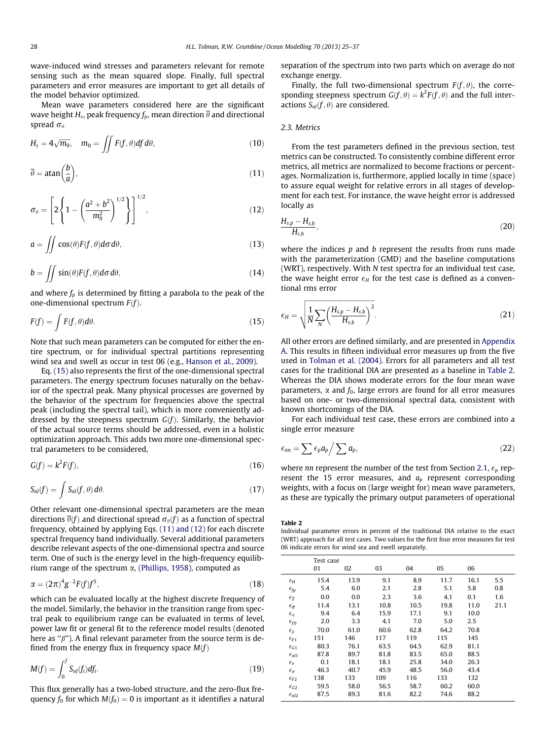wave-induced wind stresses and parameters relevant for remote sensing such as the mean squared slope. Finally, full spectral parameters and error measures are important to get all details of the model behavior optimized.

Mean wave parameters considered here are the significant wave height $H_s$, peak frequency $f_p$, mean direction $\overline{\theta}$ and directional spread $\sigma_\theta$

$$H_s = 4\sqrt{m_0}, \quad m_0 = \iint F(f,\theta) df\, d\theta, \tag{10}$$

$$\overline{\theta} = \operatorname{atan}\left(\frac{b}{a}\right), \tag{11}$$

$$\sigma_\theta = \left[ 2\left\{ 1 - \left( \frac{a^2 + b^2}{m_0^2} \right)^{1/2} \right\} \right]^{1/2}, \tag{12}$$

$$a = \iint \cos(\theta) F(f,\theta) d\sigma\, d\theta, \tag{13}$$

$$b = \iint \sin(\theta) F(f,\theta) d\sigma\, d\theta, \tag{14}$$

and where $f_p$ is determined by fitting a parabola to the peak of the one-dimensional spectrum $F(f)$.

$$F(f) = \int F(f,\theta) d\theta. \tag{15}$$

Note that such mean parameters can be computed for either the entire spectrum, or for individual spectral partitions representing wind sea and swell as occur in test 06 (e.g., Hanson et al., 2009).

Eq. (15) also represents the first of the one-dimensional spectral parameters. The energy spectrum focuses naturally on the behavior of the spectral peak. Many physical processes are governed by the behavior of the spectrum for frequencies above the spectral peak (including the spectral tail), which is more conveniently addressed by the steepness spectrum $G(f)$. Similarly, the behavior of the actual source terms should be addressed, even in a holistic optimization approach. This adds two more one-dimensional spectral parameters to be considered,

$$G(f) = k^2 F(f), \tag{16}$$

$$S_{nl}(f) = \int S_{nl}(f,\theta)\, d\theta. \tag{17}$$

Other relevant one-dimensional spectral parameters are the mean directions $\overline{\theta}(f)$ and directional spread $\sigma_\theta(f)$ as a function of spectral frequency, obtained by applying Eqs. (11) and (12) for each discrete spectral frequency band individually. Several additional parameters describe relevant aspects of the one-dimensional spectra and source term. One of such is the energy level in the high-frequency equilibrium range of the spectrum $\alpha$, (Phillips, 1958), computed as

$$\alpha = (2\pi)^4 g^{-2} F(f) f^5, \tag{18}$$

which can be evaluated locally at the highest discrete frequency of the model. Similarly, the behavior in the transition range from spectral peak to equilibrium range can be evaluated in terms of level, power law fit or general fit to the reference model results (denoted here as "$\beta$"). A final relevant parameter from the source term is defined from the energy flux in frequency space $M(f)$

$$M(f) = \int_0^f S_{nl}(f_i) df_i. \tag{19}$$

This flux generally has a two-lobed structure, and the zero-flux frequency $f_0$ for which $M(f_0) = 0$ is important as it identifies a natural separation of the spectrum into two parts which on average do not exchange energy.

Finally, the full two-dimensional spectrum $F(f,\theta)$, the corresponding steepness spectrum $G(f,\theta) = k^2 F(f,\theta)$ and the full interactions $S_{nl}(f,\theta)$ are considered.

### 2.3. Metrics

From the test parameters defined in the previous section, test metrics can be constructed. To consistently combine different error metrics, all metrics are normalized to become fractions or percentages. Normalization is, furthermore, applied locally in time (space) to assure equal weight for relative errors in all stages of development for each test. For instance, the wave height error is addressed locally as

$$\frac{H_{s,p} - H_{s,b}}{H_{s,b}}, \tag{20}$$

where the indices $p$ and $b$ represent the results from runs made with the parameterization (GMD) and the baseline computations (WRT), respectively. With $N$ test spectra for an individual test case, the wave height error $\epsilon_H$ for the test case is defined as a conventional rms error

$$\epsilon_H = \sqrt{\frac{1}{N}\sum_N \left( \frac{H_{s,p} - H_{s,b}}{H_{s,b}} \right)^2}. \tag{21}$$

All other errors are defined similarly, and are presented in Appendix A. This results in fifteen individual error measures up from the five used in Tolman et al. (2004). Errors for all parameters and all test cases for the traditional DIA are presented as a baseline in Table 2. Whereas the DIA shows moderate errors for the four mean wave parameters, $\alpha$ and $f_0$, large errors are found for all error measures based on one- or two-dimensional spectral data, consistent with known shortcomings of the DIA.

For each individual test case, these errors are combined into a single error measure

$$\epsilon_{nn} = \sum \epsilon_p a_p \Big/ \sum a_p, \tag{22}$$

where $nn$ represent the number of the test from Section 2.1, $\epsilon_p$ represent the 15 error measures, and $a_p$ represent corresponding weights, with a focus on (large weight for) mean wave parameters, as these are typically the primary output parameters of operational

**Table 2**
Individual parameter errors in percent of the traditional DIA relative to the exact (WRT) approach for all test cases. Two values for the first four error measures for test 06 indicate errors for wind sea and swell separately.

| | Test case | | | | | | |
|---|---|---|---|---|---|---|---|
| | 01 | 02 | 03 | 04 | 05 | 06 | |
| $\epsilon_H$ | 15.4 | 13.9 | 9.1 | 8.9 | 11.7 | 16.1 | 5.5 |
| $\epsilon_{fp}$ | 5.4 | 6.0 | 2.1 | 2.8 | 5.1 | 5.8 | 0.8 |
| $\epsilon_{\overline{\theta}}$ | 0.0 | 0.0 | 2.3 | 3.6 | 4.1 | 0.1 | 1.6 |
| $\epsilon_{\overline{\sigma}}$ | 11.4 | 13.1 | 10.8 | 10.5 | 19.8 | 11.0 | 21.1 |
| $\epsilon_\alpha$ | 9.4 | 6.4 | 15.9 | 17.1 | 9.1 | 10.0 | |
| $\epsilon_{f0}$ | 2.0 | 3.3 | 4.1 | 7.0 | 5.0 | 2.5 | |
| $\epsilon_\beta$ | 70.0 | 61.0 | 60.6 | 62.8 | 64.2 | 70.8 | |
| $\epsilon_{F1}$ | 151 | 146 | 117 | 119 | 115 | 145 | |
| $\epsilon_{G1}$ | 80.3 | 76.1 | 63.5 | 64.5 | 62.9 | 81.1 | |
| $\epsilon_{nl1}$ | 87.8 | 89.7 | 81.8 | 83.5 | 65.0 | 88.5 | |
| $\epsilon_\theta$ | 0.1 | 18.1 | 18.1 | 25.8 | 34.0 | 26.3 | |
| $\epsilon_\sigma$ | 46.3 | 40.7 | 45.9 | 48.5 | 56.0 | 43.4 | |
| $\epsilon_{F2}$ | 138 | 133 | 109 | 116 | 133 | 132 | |
| $\epsilon_{G2}$ | 59.5 | 58.0 | 56.5 | 58.7 | 60.2 | 60.0 | |
| $\epsilon_{nl2}$ | 87.5 | 89.3 | 81.6 | 82.2 | 74.6 | 88.2 | |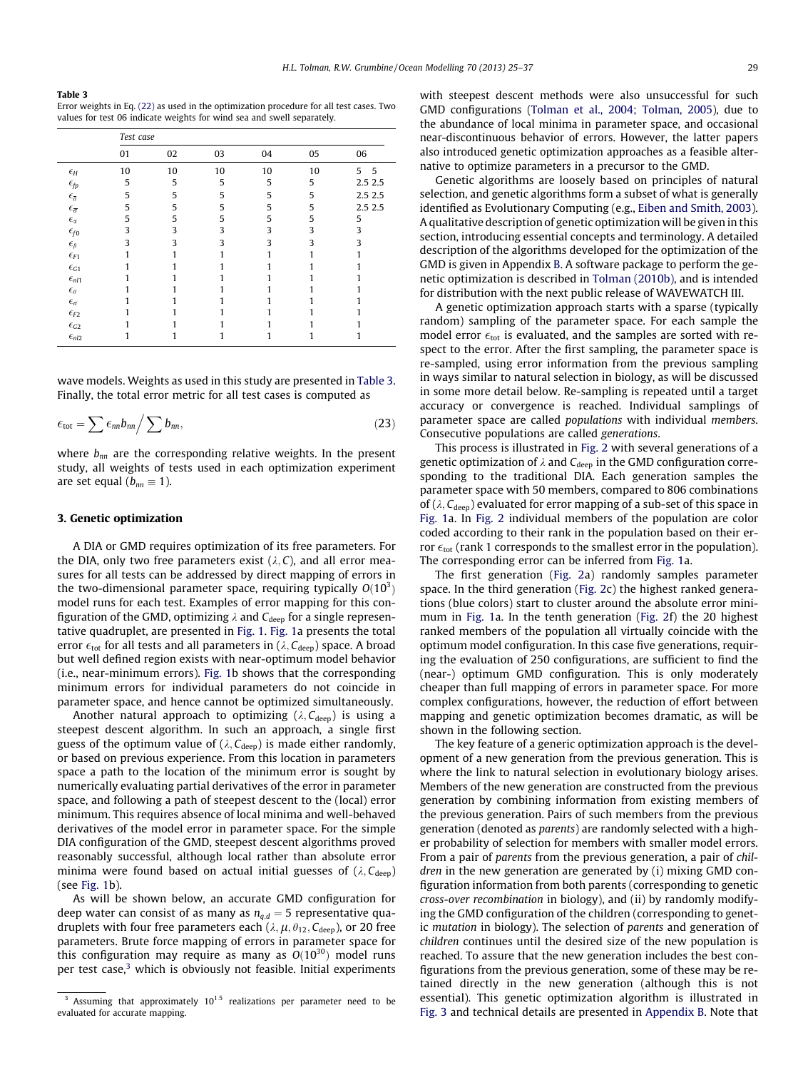**Table 3**
Error weights in Eq. (22) as used in the optimization procedure for all test cases. Two values for test 06 indicate weights for wind sea and swell separately.

| | Test case | | | | | |
|---|---|---|---|---|---|---|
| | 01 | 02 | 03 | 04 | 05 | 06 |
| $\epsilon_H$ | 10 | 10 | 10 | 10 | 10 | 5 5 |
| $\epsilon_{fp}$ | 5 | 5 | 5 | 5 | 5 | 2.5 2.5 |
| $\epsilon_{\overline{\theta}}$ | 5 | 5 | 5 | 5 | 5 | 2.5 2.5 |
| $\epsilon_{\overline{\sigma}}$ | 5 | 5 | 5 | 5 | 5 | 2.5 2.5 |
| $\epsilon_{\alpha}$ | 5 | 5 | 5 | 5 | 5 | 5 |
| $\epsilon_{f0}$ | 3 | 3 | 3 | 3 | 3 | 3 |
| $\epsilon_{\beta}$ | 3 | 3 | 3 | 3 | 3 | 3 |
| $\epsilon_{F1}$ | 1 | 1 | 1 | 1 | 1 | 1 |
| $\epsilon_{G1}$ | 1 | 1 | 1 | 1 | 1 | 1 |
| $\epsilon_{nl1}$ | 1 | 1 | 1 | 1 | 1 | 1 |
| $\epsilon_{\theta}$ | 1 | 1 | 1 | 1 | 1 | 1 |
| $\epsilon_{\sigma}$ | 1 | 1 | 1 | 1 | 1 | 1 |
| $\epsilon_{F2}$ | 1 | 1 | 1 | 1 | 1 | 1 |
| $\epsilon_{G2}$ | 1 | 1 | 1 | 1 | 1 | 1 |
| $\epsilon_{nl2}$ | 1 | 1 | 1 | 1 | 1 | 1 |

wave models. Weights as used in this study are presented in Table 3. Finally, the total error metric for all test cases is computed as

$$\epsilon_{\text{tot}} = \sum \epsilon_{nn} b_{nn} \Big/ \sum b_{nn}, \tag{23}$$

where $b_{nn}$ are the corresponding relative weights. In the present study, all weights of tests used in each optimization experiment are set equal ($b_{nn} \equiv 1$).

## 3. Genetic optimization

A DIA or GMD requires optimization of its free parameters. For the DIA, only two free parameters exist ($\lambda, C$), and all error measures for all tests can be addressed by direct mapping of errors in the two-dimensional parameter space, requiring typically $O(10^3)$ model runs for each test. Examples of error mapping for this configuration of the GMD, optimizing $\lambda$ and $C_{\text{deep}}$ for a single representative quadruplet, are presented in Fig. 1. Fig. 1a presents the total error $\epsilon_{\text{tot}}$ for all tests and all parameters in ($\lambda, C_{\text{deep}}$) space. A broad but well defined region exists with near-optimum model behavior (i.e., near-minimum errors). Fig. 1b shows that the corresponding minimum errors for individual parameters do not coincide in parameter space, and hence cannot be optimized simultaneously.

Another natural approach to optimizing ($\lambda, C_{\text{deep}}$) is using a steepest descent algorithm. In such an approach, a single first guess of the optimum value of ($\lambda, C_{\text{deep}}$) is made either randomly, or based on previous experience. From this location in parameters space a path to the location of the minimum error is sought by numerically evaluating partial derivatives of the error in parameter space, and following a path of steepest descent to the (local) error minimum. This requires absence of local minima and well-behaved derivatives of the model error in parameter space. For the simple DIA configuration of the GMD, steepest descent algorithms proved reasonably successful, although local rather than absolute error minima were found based on actual initial guesses of ($\lambda, C_{\text{deep}}$) (see Fig. 1b).

As will be shown below, an accurate GMD configuration for deep water can consist of as many as $n_{q,d} = 5$ representative quadruplets with four free parameters each ($\lambda, \mu, \theta_{12}, C_{\text{deep}}$), or 20 free parameters. Brute force mapping of errors in parameter space for this configuration may require as many as $O(10^{30})$ model runs per test case,[3] which is obviously not feasible. Initial experiments with steepest descent methods were also unsuccessful for such GMD configurations (Tolman et al., 2004; Tolman, 2005), due to the abundance of local minima in parameter space, and occasional near-discontinuous behavior of errors. However, the latter papers also introduced genetic optimization approaches as a feasible alternative to optimize parameters in a precursor to the GMD.

Genetic algorithms are loosely based on principles of natural selection, and genetic algorithms form a subset of what is generally identified as Evolutionary Computing (e.g., Eiben and Smith, 2003). A qualitative description of genetic optimization will be given in this section, introducing essential concepts and terminology. A detailed description of the algorithms developed for the optimization of the GMD is given in Appendix B. A software package to perform the genetic optimization is described in Tolman (2010b), and is intended for distribution with the next public release of WAVEWATCH III.

A genetic optimization approach starts with a sparse (typically random) sampling of the parameter space. For each sample the model error $\epsilon_{\text{tot}}$ is evaluated, and the samples are sorted with respect to the error. After the first sampling, the parameter space is re-sampled, using error information from the previous sampling in ways similar to natural selection in biology, as will be discussed in some more detail below. Re-sampling is repeated until a target accuracy or convergence is reached. Individual samplings of parameter space are called *populations* with individual *members*. Consecutive populations are called *generations*.

This process is illustrated in Fig. 2 with several generations of a genetic optimization of $\lambda$ and $C_{\text{deep}}$ in the GMD configuration corresponding to the traditional DIA. Each generation samples the parameter space with 50 members, compared to 806 combinations of ($\lambda, C_{\text{deep}}$) evaluated for error mapping of a sub-set of this space in Fig. 1a. In Fig. 2 individual members of the population are color coded according to their rank in the population based on their error $\epsilon_{\text{tot}}$ (rank 1 corresponds to the smallest error in the population). The corresponding error can be inferred from Fig. 1a.

The first generation (Fig. 2a) randomly samples parameter space. In the third generation (Fig. 2c) the highest ranked generations (blue colors) start to cluster around the absolute error minimum in Fig. 1a. In the tenth generation (Fig. 2f) the 20 highest ranked members of the population all virtually coincide with the optimum model configuration. In this case five generations, requiring the evaluation of 250 configurations, are sufficient to find the (near-) optimum GMD configuration. This is only moderately cheaper than full mapping of errors in parameter space. For more complex configurations, however, the reduction of effort between mapping and genetic optimization becomes dramatic, as will be shown in the following section.

The key feature of a generic optimization approach is the development of a new generation from the previous generation. This is where the link to natural selection in evolutionary biology arises. Members of the new generation are constructed from the previous generation by combining information from existing members of the previous generation. Pairs of such members from the previous generation (denoted as *parents*) are randomly selected with a higher probability of selection for members with smaller model errors. From a pair of *parents* from the previous generation, a pair of *children* in the new generation are generated by (i) mixing GMD configuration information from both parents (corresponding to genetic *cross-over recombination* in biology), and (ii) by randomly modifying the GMD configuration of the children (corresponding to genetic *mutation* in biology). The selection of *parents* and generation of *children* continues until the desired size of the new population is reached. To assure that the new generation includes the best configurations from the previous generation, some of these may be retained directly in the new generation (although this is not essential). This genetic optimization algorithm is illustrated in Fig. 3 and technical details are presented in Appendix B. Note that

[3] Assuming that approximately $10^{1.5}$ realizations per parameter need to be evaluated for accurate mapping.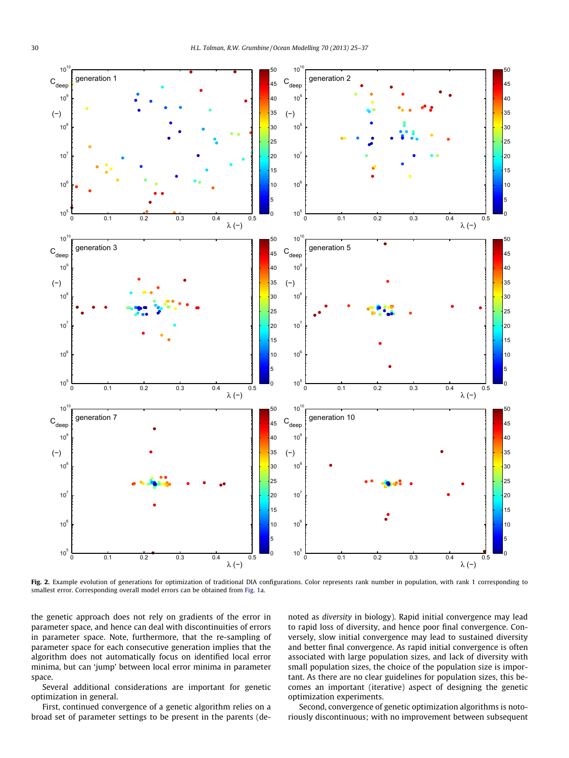**Fig. 2.** Example evolution of generations for optimization of traditional DIA configurations. Color represents rank number in population, with rank 1 corresponding to smallest error. Corresponding overall model errors can be obtained from Fig. 1a.

the genetic approach does not rely on gradients of the error in parameter space, and hence can deal with discontinuities of errors in parameter space. Note, furthermore, that the re-sampling of parameter space for each consecutive generation implies that the algorithm does not automatically focus on identified local error minima, but can 'jump' between local error minima in parameter space.

Several additional considerations are important for genetic optimization in general.

First, continued convergence of a genetic algorithm relies on a broad set of parameter settings to be present in the parents (denoted as *diversity* in biology). Rapid initial convergence may lead to rapid loss of diversity, and hence poor final convergence. Conversely, slow initial convergence may lead to sustained diversity and better final convergence. As rapid initial convergence is often associated with large population sizes, and lack of diversity with small population sizes, the choice of the population size is important. As there are no clear guidelines for population sizes, this becomes an important (iterative) aspect of designing the genetic optimization experiments.

Second, convergence of genetic optimization algorithms is notoriously discontinuous; with no improvement between subsequent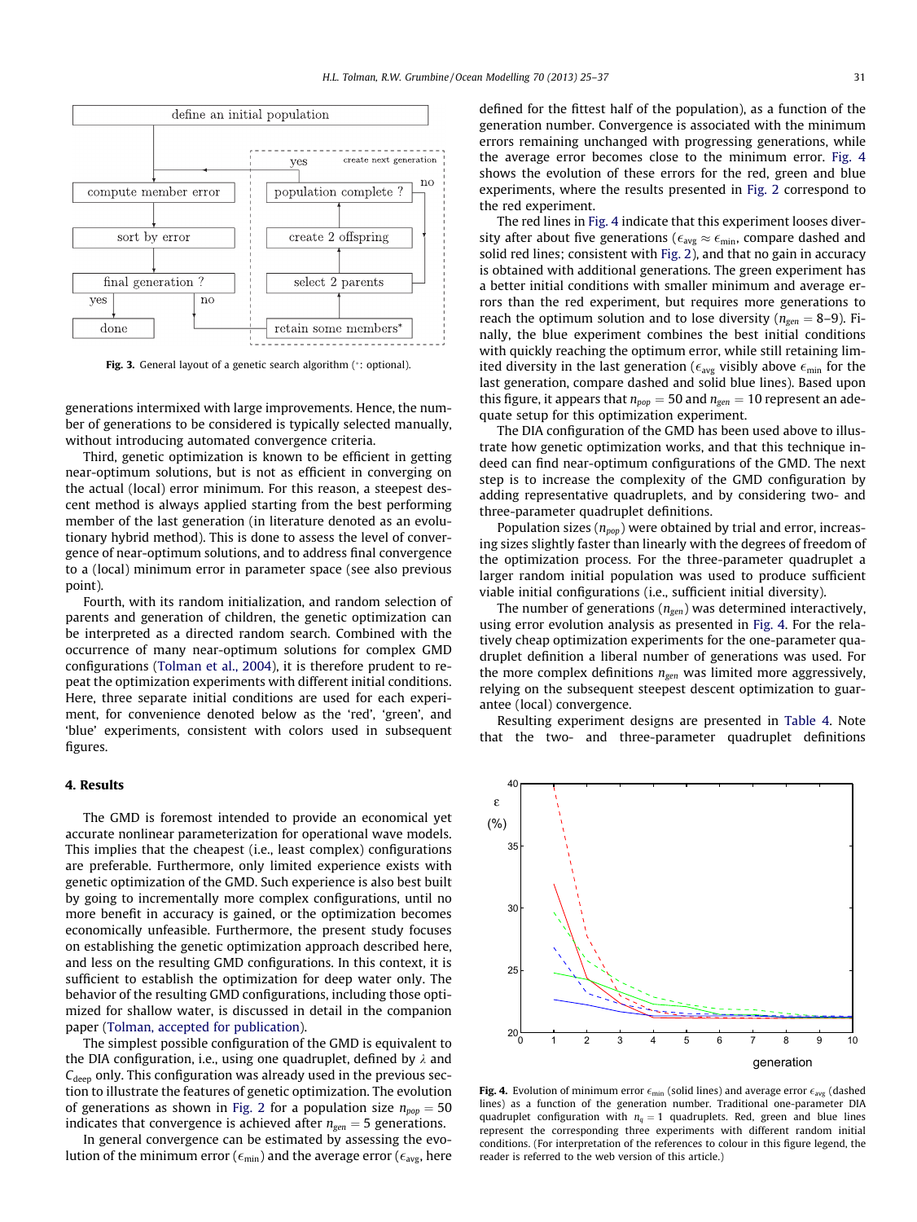Fig. 3. General layout of a genetic search algorithm (*: optional).

generations intermixed with large improvements. Hence, the number of generations to be considered is typically selected manually, without introducing automated convergence criteria.

Third, genetic optimization is known to be efficient in getting near-optimum solutions, but is not as efficient in converging on the actual (local) error minimum. For this reason, a steepest descent method is always applied starting from the best performing member of the last generation (in literature denoted as an evolutionary hybrid method). This is done to assess the level of convergence of near-optimum solutions, and to address final convergence to a (local) minimum error in parameter space (see also previous point).

Fourth, with its random initialization, and random selection of parents and generation of children, the genetic optimization can be interpreted as a directed random search. Combined with the occurrence of many near-optimum solutions for complex GMD configurations (Tolman et al., 2004), it is therefore prudent to repeat the optimization experiments with different initial conditions. Here, three separate initial conditions are used for each experiment, for convenience denoted below as the 'red', 'green', and 'blue' experiments, consistent with colors used in subsequent figures.

## 4. Results

The GMD is foremost intended to provide an economical yet accurate nonlinear parameterization for operational wave models. This implies that the cheapest (i.e., least complex) configurations are preferable. Furthermore, only limited experience exists with genetic optimization of the GMD. Such experience is also best built by going to incrementally more complex configurations, until no more benefit in accuracy is gained, or the optimization becomes economically unfeasible. Furthermore, the present study focuses on establishing the genetic optimization approach described here, and less on the resulting GMD configurations. In this context, it is sufficient to establish the optimization for deep water only. The behavior of the resulting GMD configurations, including those optimized for shallow water, is discussed in detail in the companion paper (Tolman, accepted for publication).

The simplest possible configuration of the GMD is equivalent to the DIA configuration, i.e., using one quadruplet, defined by $\lambda$ and $C_{\rm deep}$ only. This configuration was already used in the previous section to illustrate the features of genetic optimization. The evolution of generations as shown in Fig. 2 for a population size $n_{pop} = 50$ indicates that convergence is achieved after $n_{gen} = 5$ generations.

In general convergence can be estimated by assessing the evolution of the minimum error ($\epsilon_{\rm min}$) and the average error ($\epsilon_{\rm avg}$, here defined for the fittest half of the population), as a function of the generation number. Convergence is associated with the minimum errors remaining unchanged with progressing generations, while the average error becomes close to the minimum error. Fig. 4 shows the evolution of these errors for the red, green and blue experiments, where the results presented in Fig. 2 correspond to the red experiment.

The red lines in Fig. 4 indicate that this experiment looses diversity after about five generations ($\epsilon_{\rm avg} \approx \epsilon_{\rm min}$, compare dashed and solid red lines; consistent with Fig. 2), and that no gain in accuracy is obtained with additional generations. The green experiment has a better initial conditions with smaller minimum and average errors than the red experiment, but requires more generations to reach the optimum solution and to lose diversity ($n_{gen} = 8$–$9$). Finally, the blue experiment combines the best initial conditions with quickly reaching the optimum error, while still retaining limited diversity in the last generation ($\epsilon_{\rm avg}$ visibly above $\epsilon_{\rm min}$ for the last generation, compare dashed and solid blue lines). Based upon this figure, it appears that $n_{pop} = 50$ and $n_{gen} = 10$ represent an adequate setup for this optimization experiment.

The DIA configuration of the GMD has been used above to illustrate how genetic optimization works, and that this technique indeed can find near-optimum configurations of the GMD. The next step is to increase the complexity of the GMD configuration by adding representative quadruplets, and by considering two- and three-parameter quadruplet definitions.

Population sizes ($n_{pop}$) were obtained by trial and error, increasing sizes slightly faster than linearly with the degrees of freedom of the optimization process. For the three-parameter quadruplet a larger random initial population was used to produce sufficient viable initial configurations (i.e., sufficient initial diversity).

The number of generations ($n_{gen}$) was determined interactively, using error evolution analysis as presented in Fig. 4. For the relatively cheap optimization experiments for the one-parameter quadruplet definition a liberal number of generations was used. For the more complex definitions $n_{gen}$ was limited more aggressively, relying on the subsequent steepest descent optimization to guarantee (local) convergence.

Resulting experiment designs are presented in Table 4. Note that the two- and three-parameter quadruplet definitions

Fig. 4. Evolution of minimum error $\epsilon_{\rm min}$ (solid lines) and average error $\epsilon_{\rm avg}$ (dashed lines) as a function of the generation number. Traditional one-parameter DIA quadruplet configuration with $n_q = 1$ quadruplets. Red, green and blue lines represent the corresponding three experiments with different random initial conditions. (For interpretation of the references to colour in this figure legend, the reader is referred to the web version of this article.)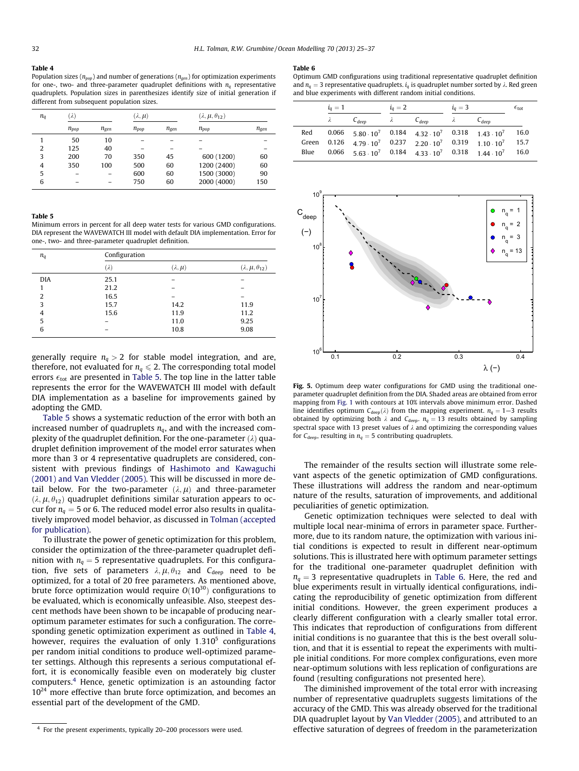**Table 4**
Population sizes ($n_{pop}$) and number of generations ($n_{gen}$) for optimization experiments for one-, two- and three-parameter quadruplet definitions with $n_q$ representative quadruplets. Population sizes in parenthesizes identify size of initial generation if different from subsequent population sizes.

| $n_q$ | $(\lambda)$ | | $(\lambda, \mu)$ | | $(\lambda, \mu, \theta_{12})$ | |
|---|---|---|---|---|---|---|
| | $n_{pop}$ | $n_{gen}$ | $n_{pop}$ | $n_{gen}$ | $n_{pop}$ | $n_{gen}$ |
| 1 | 50 | 10 | – | – | – | – |
| 2 | 125 | 40 | – | – | – | – |
| 3 | 200 | 70 | 350 | 45 | 600 (1200) | 60 |
| 4 | 350 | 100 | 500 | 60 | 1200 (2400) | 60 |
| 5 | – | – | 600 | 60 | 1500 (3000) | 90 |
| 6 | – | – | 750 | 60 | 2000 (4000) | 150 |

**Table 5**
Minimum errors in percent for all deep water tests for various GMD configurations. DIA represent the WAVEWATCH III model with default DIA implementation. Error for one-, two- and three-parameter quadruplet definition.

| $n_q$ | Configuration | | |
|---|---|---|---|
| | $(\lambda)$ | $(\lambda, \mu)$ | $(\lambda, \mu, \theta_{12})$ |
| DIA | 25.1 | – | – |
| 1 | 21.2 | – | – |
| 2 | 16.5 | – | – |
| 3 | 15.7 | 14.2 | 11.9 |
| 4 | 15.6 | 11.9 | 11.2 |
| 5 | – | 11.0 | 9.25 |
| 6 | – | 10.8 | 9.08 |

generally require $n_q > 2$ for stable model integration, and are, therefore, not evaluated for $n_q \leqslant 2$. The corresponding total model errors $\epsilon_{tot}$ are presented in Table 5. The top line in the latter table represents the error for the WAVEWATCH III model with default DIA implementation as a baseline for improvements gained by adopting the GMD.

Table 5 shows a systematic reduction of the error with both an increased number of quadruplets $n_q$, and with the increased complexity of the quadruplet definition. For the one-parameter ($\lambda$) quadruplet definition improvement of the model error saturates when more than 3 or 4 representative quadruplets are considered, consistent with previous findings of Hashimoto and Kawaguchi (2001) and Van Vledder (2005). This will be discussed in more detail below. For the two-parameter $(\lambda, \mu)$ and three-parameter $(\lambda, \mu, \theta_{12})$ quadruplet definitions similar saturation appears to occur for $n_q = 5$ or 6. The reduced model error also results in qualitatively improved model behavior, as discussed in Tolman (accepted for publication).

To illustrate the power of genetic optimization for this problem, consider the optimization of the three-parameter quadruplet definition with $n_q = 5$ representative quadruplets. For this configuration, five sets of parameters $\lambda, \mu, \theta_{12}$ and $C_{deep}$ need to be optimized, for a total of 20 free parameters. As mentioned above, brute force optimization would require $O(10^{30})$ configurations to be evaluated, which is economically unfeasible. Also, steepest descent methods have been shown to be incapable of producing near-optimum parameter estimates for such a configuration. The corresponding genetic optimization experiment as outlined in Table 4, however, requires the evaluation of only $1.310^5$ configurations per random initial conditions to produce well-optimized parameter settings. Although this represents a serious computational effort, it is economically feasible even on moderately big cluster computers.[4] Hence, genetic optimization is an astounding factor $10^{24}$ more effective than brute force optimization, and becomes an essential part of the development of the GMD.

[4] For the present experiments, typically 20–200 processors were used.

**Table 6**
Optimum GMD configurations using traditional representative quadruplet definition and $n_q = 3$ representative quadruplets. $i_q$ is quadruplet number sorted by $\lambda$. Red green and blue experiments with different random initial conditions.

| | $i_q = 1$ | | $i_q = 2$ | | $i_q = 3$ | | $\epsilon_{tot}$ |
|---|---|---|---|---|---|---|---|
| | $\lambda$ | $C_{deep}$ | $\lambda$ | $C_{deep}$ | $\lambda$ | $C_{deep}$ | |
| Red | 0.066 | $5.80 \cdot 10^7$ | 0.184 | $4.32 \cdot 10^7$ | 0.318 | $1.43 \cdot 10^7$ | 16.0 |
| Green | 0.126 | $4.79 \cdot 10^7$ | 0.237 | $2.20 \cdot 10^7$ | 0.319 | $1.10 \cdot 10^7$ | 15.7 |
| Blue | 0.066 | $5.63 \cdot 10^7$ | 0.184 | $4.33 \cdot 10^7$ | 0.318 | $1.44 \cdot 10^7$ | 16.0 |

**Fig. 5.** Optimum deep water configurations for GMD using the traditional one-parameter quadruplet definition from the DIA. Shaded areas are obtained from error mapping from Fig. 1 with contours at 10% intervals above minimum error. Dashed line identifies optimum $C_{deep}(\lambda)$ from the mapping experiment. $n_q = 1–3$ results obtained by optimizing both $\lambda$ and $C_{deep}$. $n_q = 13$ results obtained by sampling spectral space with 13 preset values of $\lambda$ and optimizing the corresponding values for $C_{deep}$, resulting in $n_q = 5$ contributing quadruplets.

The remainder of the results section will illustrate some relevant aspects of the genetic optimization of GMD configurations. These illustrations will address the random and near-optimum nature of the results, saturation of improvements, and additional peculiarities of genetic optimization.

Genetic optimization techniques were selected to deal with multiple local near-minima of errors in parameter space. Furthermore, due to its random nature, the optimization with various initial conditions is expected to result in different near-optimum solutions. This is illustrated here with optimum parameter settings for the traditional one-parameter quadruplet definition with $n_q = 3$ representative quadruplets in Table 6. Here, the red and blue experiments result in virtually identical configurations, indicating the reproducibility of genetic optimization from different initial conditions. However, the green experiment produces a clearly different configuration with a clearly smaller total error. This indicates that reproduction of configurations from different initial conditions is no guarantee that this is the best overall solution, and that it is essential to repeat the experiments with multiple initial conditions. For more complex configurations, even more near-optimum solutions with less replication of configurations are found (resulting configurations not presented here).

The diminished improvement of the total error with increasing number of representative quadruplets suggests limitations of the accuracy of the GMD. This was already observed for the traditional DIA quadruplet layout by Van Vledder (2005), and attributed to an effective saturation of degrees of freedom in the parameterization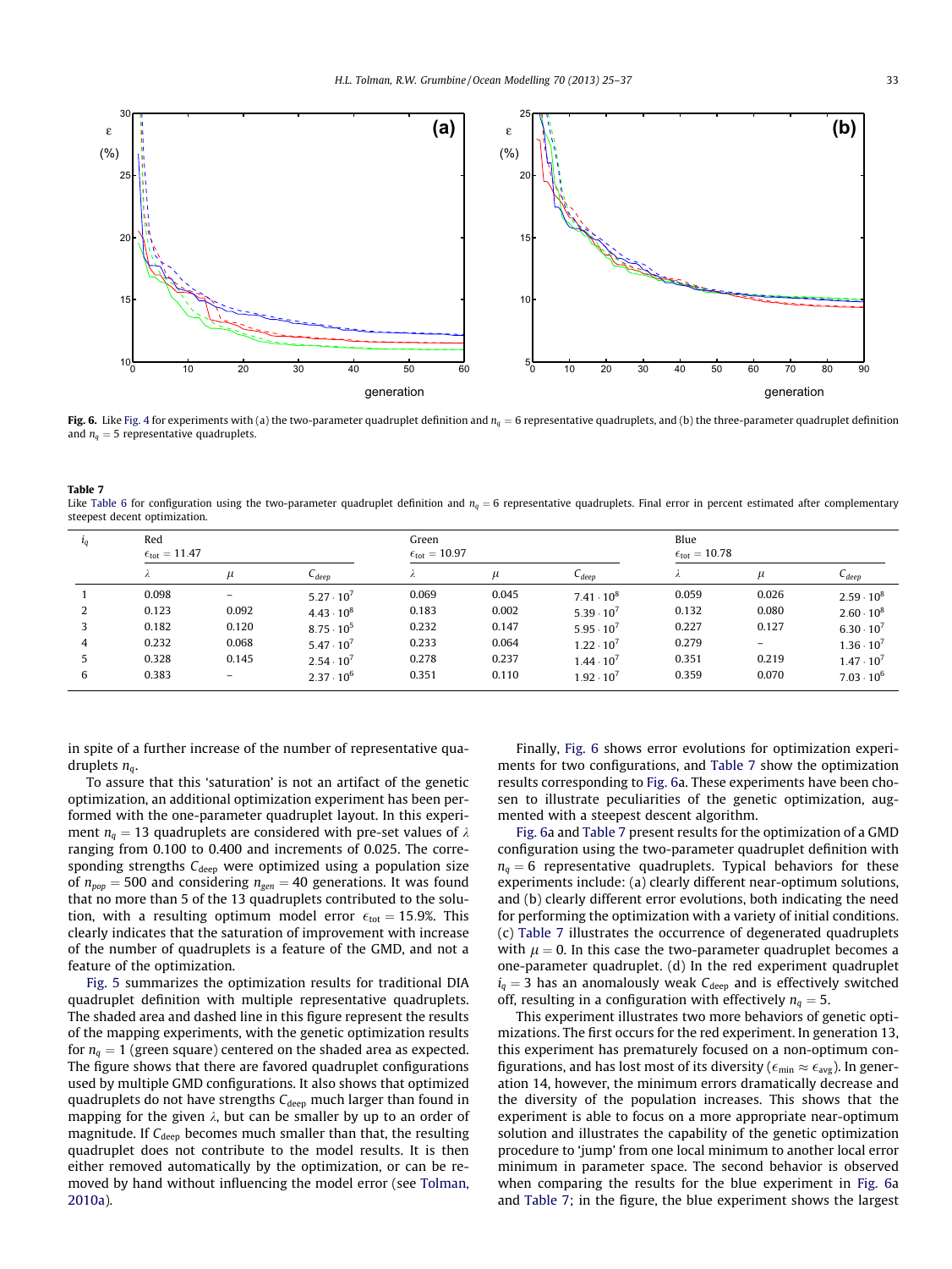**Fig. 6.** Like Fig. 4 for experiments with (a) the two-parameter quadruplet definition and $n_q = 6$ representative quadruplets, and (b) the three-parameter quadruplet definition and $n_q = 5$ representative quadruplets.

**Table 7**
Like Table 6 for configuration using the two-parameter quadruplet definition and $n_q = 6$ representative quadruplets. Final error in percent estimated after complementary steepest decent optimization.

| $i_q$ | Red $\epsilon_{tot} = 11.47$ | | | Green $\epsilon_{tot} = 10.97$ | | | Blue $\epsilon_{tot} = 10.78$ | | |
|---|---|---|---|---|---|---|---|---|---|
| | $\lambda$ | $\mu$ | $C_{deep}$ | $\lambda$ | $\mu$ | $C_{deep}$ | $\lambda$ | $\mu$ | $C_{deep}$ |
| 1 | 0.098 | – | $5.27 \cdot 10^7$ | 0.069 | 0.045 | $7.41 \cdot 10^8$ | 0.059 | 0.026 | $2.59 \cdot 10^8$ |
| 2 | 0.123 | 0.092 | $4.43 \cdot 10^8$ | 0.183 | 0.002 | $5.39 \cdot 10^7$ | 0.132 | 0.080 | $2.60 \cdot 10^8$ |
| 3 | 0.182 | 0.120 | $8.75 \cdot 10^5$ | 0.232 | 0.147 | $5.95 \cdot 10^7$ | 0.227 | 0.127 | $6.30 \cdot 10^7$ |
| 4 | 0.232 | 0.068 | $5.47 \cdot 10^7$ | 0.233 | 0.064 | $1.22 \cdot 10^7$ | 0.279 | – | $1.36 \cdot 10^7$ |
| 5 | 0.328 | 0.145 | $2.54 \cdot 10^7$ | 0.278 | 0.237 | $1.44 \cdot 10^7$ | 0.351 | 0.219 | $1.47 \cdot 10^7$ |
| 6 | 0.383 | – | $2.37 \cdot 10^6$ | 0.351 | 0.110 | $1.92 \cdot 10^7$ | 0.359 | 0.070 | $7.03 \cdot 10^6$ |

in spite of a further increase of the number of representative quadruplets $n_q$.

To assure that this 'saturation' is not an artifact of the genetic optimization, an additional optimization experiment has been performed with the one-parameter quadruplet layout. In this experiment $n_q = 13$ quadruplets are considered with pre-set values of $\lambda$ ranging from 0.100 to 0.400 and increments of 0.025. The corresponding strengths $C_{deep}$ were optimized using a population size of $n_{pop} = 500$ and considering $n_{gen} = 40$ generations. It was found that no more than 5 of the 13 quadruplets contributed to the solution, with a resulting optimum model error $\epsilon_{tot} = 15.9\%$. This clearly indicates that the saturation of improvement with increase of the number of quadruplets is a feature of the GMD, and not a feature of the optimization.

Fig. 5 summarizes the optimization results for traditional DIA quadruplet definition with multiple representative quadruplets. The shaded area and dashed line in this figure represent the results of the mapping experiments, with the genetic optimization results for $n_q = 1$ (green square) centered on the shaded area as expected. The figure shows that there are favored quadruplet configurations used by multiple GMD configurations. It also shows that optimized quadruplets do not have strengths $C_{deep}$ much larger than found in mapping for the given $\lambda$, but can be smaller by up to an order of magnitude. If $C_{deep}$ becomes much smaller than that, the resulting quadruplet does not contribute to the model results. It is then either removed automatically by the optimization, or can be removed by hand without influencing the model error (see Tolman, 2010a).

Finally, Fig. 6 shows error evolutions for optimization experiments for two configurations, and Table 7 show the optimization results corresponding to Fig. 6a. These experiments have been chosen to illustrate peculiarities of the genetic optimization, augmented with a steepest descent algorithm.

Fig. 6a and Table 7 present results for the optimization of a GMD configuration using the two-parameter quadruplet definition with $n_q = 6$ representative quadruplets. Typical behaviors for these experiments include: (a) clearly different near-optimum solutions, and (b) clearly different error evolutions, both indicating the need for performing the optimization with a variety of initial conditions. (c) Table 7 illustrates the occurrence of degenerated quadruplets with $\mu = 0$. In this case the two-parameter quadruplet becomes a one-parameter quadruplet. (d) In the red experiment quadruplet $i_q = 3$ has an anomalously weak $C_{deep}$ and is effectively switched off, resulting in a configuration with effectively $n_q = 5$.

This experiment illustrates two more behaviors of genetic optimizations. The first occurs for the red experiment. In generation 13, this experiment has prematurely focused on a non-optimum configurations, and has lost most of its diversity ($\epsilon_{min} \approx \epsilon_{avg}$). In generation 14, however, the minimum errors dramatically decrease and the diversity of the population increases. This shows that the experiment is able to focus on a more appropriate near-optimum solution and illustrates the capability of the genetic optimization procedure to 'jump' from one local minimum to another local error minimum in parameter space. The second behavior is observed when comparing the results for the blue experiment in Fig. 6a and Table 7; in the figure, the blue experiment shows the largest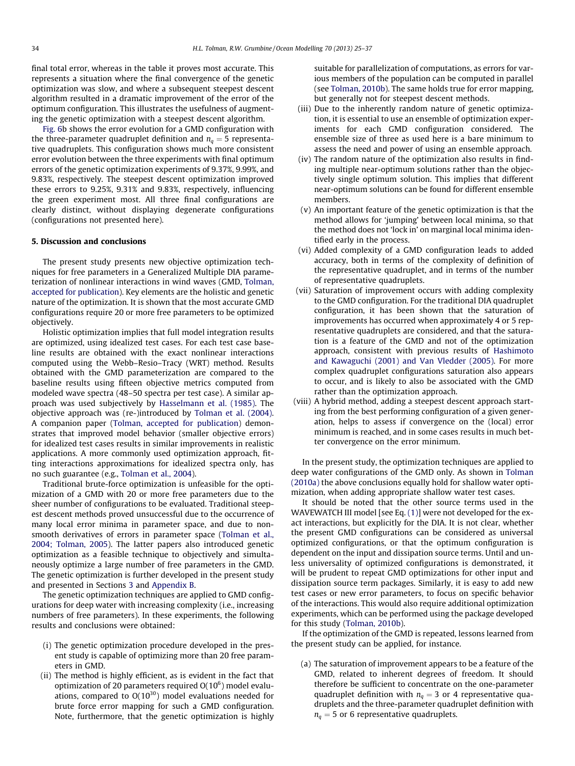final total error, whereas in the table it proves most accurate. This represents a situation where the final convergence of the genetic optimization was slow, and where a subsequent steepest descent algorithm resulted in a dramatic improvement of the error of the optimum configuration. This illustrates the usefulness of augmenting the genetic optimization with a steepest descent algorithm.

Fig. 6b shows the error evolution for a GMD configuration with the three-parameter quadruplet definition and $n_q = 5$ representative quadruplets. This configuration shows much more consistent error evolution between the three experiments with final optimum errors of the genetic optimization experiments of 9.37%, 9.99%, and 9.83%, respectively. The steepest descent optimization improved these errors to 9.25%, 9.31% and 9.83%, respectively, influencing the green experiment most. All three final configurations are clearly distinct, without displaying degenerate configurations (configurations not presented here).

## 5. Discussion and conclusions

The present study presents new objective optimization techniques for free parameters in a Generalized Multiple DIA parameterization of nonlinear interactions in wind waves (GMD, Tolman, accepted for publication). Key elements are the holistic and genetic nature of the optimization. It is shown that the most accurate GMD configurations require 20 or more free parameters to be optimized objectively.

Holistic optimization implies that full model integration results are optimized, using idealized test cases. For each test case baseline results are obtained with the exact nonlinear interactions computed using the Webb–Resio–Tracy (WRT) method. Results obtained with the GMD parameterization are compared to the baseline results using fifteen objective metrics computed from modeled wave spectra (48–50 spectra per test case). A similar approach was used subjectively by Hasselmann et al. (1985). The objective approach was (re-)introduced by Tolman et al. (2004). A companion paper (Tolman, accepted for publication) demonstrates that improved model behavior (smaller objective errors) for idealized test cases results in similar improvements in realistic applications. A more commonly used optimization approach, fitting interactions approximations for idealized spectra only, has no such guarantee (e.g., Tolman et al., 2004).

Traditional brute-force optimization is unfeasible for the optimization of a GMD with 20 or more free parameters due to the sheer number of configurations to be evaluated. Traditional steepest descent methods proved unsuccessful due to the occurrence of many local error minima in parameter space, and due to non-smooth derivatives of errors in parameter space (Tolman et al., 2004; Tolman, 2005). The latter papers also introduced genetic optimization as a feasible technique to objectively and simultaneously optimize a large number of free parameters in the GMD. The genetic optimization is further developed in the present study and presented in Sections 3 and Appendix B.

The genetic optimization techniques are applied to GMD configurations for deep water with increasing complexity (i.e., increasing numbers of free parameters). In these experiments, the following results and conclusions were obtained:

(i) The genetic optimization procedure developed in the present study is capable of optimizing more than 20 free parameters in GMD.
(ii) The method is highly efficient, as is evident in the fact that optimization of 20 parameters required $O(10^6)$ model evaluations, compared to $O(10^{30})$ model evaluations needed for brute force error mapping for such a GMD configuration. Note, furthermore, that the genetic optimization is highly suitable for parallelization of computations, as errors for various members of the population can be computed in parallel (see Tolman, 2010b). The same holds true for error mapping, but generally not for steepest descent methods.
(iii) Due to the inherently random nature of genetic optimization, it is essential to use an ensemble of optimization experiments for each GMD configuration considered. The ensemble size of three as used here is a bare minimum to assess the need and power of using an ensemble approach.
(iv) The random nature of the optimization also results in finding multiple near-optimum solutions rather than the objectively single optimum solution. This implies that different near-optimum solutions can be found for different ensemble members.
(v) An important feature of the genetic optimization is that the method allows for 'jumping' between local minima, so that the method does not 'lock in' on marginal local minima identified early in the process.
(vi) Added complexity of a GMD configuration leads to added accuracy, both in terms of the complexity of definition of the representative quadruplet, and in terms of the number of representative quadruplets.
(vii) Saturation of improvement occurs with adding complexity to the GMD configuration. For the traditional DIA quadruplet configuration, it has been shown that the saturation of improvements has occurred when approximately 4 or 5 representative quadruplets are considered, and that the saturation is a feature of the GMD and not of the optimization approach, consistent with previous results of Hashimoto and Kawaguchi (2001) and Van Vledder (2005). For more complex quadruplet configurations saturation also appears to occur, and is likely to also be associated with the GMD rather than the optimization approach.
(viii) A hybrid method, adding a steepest descent approach starting from the best performing configuration of a given generation, helps to assess if convergence on the (local) error minimum is reached, and in some cases results in much better convergence on the error minimum.

In the present study, the optimization techniques are applied to deep water configurations of the GMD only. As shown in Tolman (2010a) the above conclusions equally hold for shallow water optimization, when adding appropriate shallow water test cases.

It should be noted that the other source terms used in the WAVEWATCH III model [see Eq. (1)] were not developed for the exact interactions, but explicitly for the DIA. It is not clear, whether the present GMD configurations can be considered as universal optimized configurations, or that the optimum configuration is dependent on the input and dissipation source terms. Until and unless universality of optimized configurations is demonstrated, it will be prudent to repeat GMD optimizations for other input and dissipation source term packages. Similarly, it is easy to add new test cases or new error parameters, to focus on specific behavior of the interactions. This would also require additional optimization experiments, which can be performed using the package developed for this study (Tolman, 2010b).

If the optimization of the GMD is repeated, lessons learned from the present study can be applied, for instance.

(a) The saturation of improvement appears to be a feature of the GMD, related to inherent degrees of freedom. It should therefore be sufficient to concentrate on the one-parameter quadruplet definition with $n_q = 3$ or 4 representative quadruplets and the three-parameter quadruplet definition with $n_q = 5$ or 6 representative quadruplets.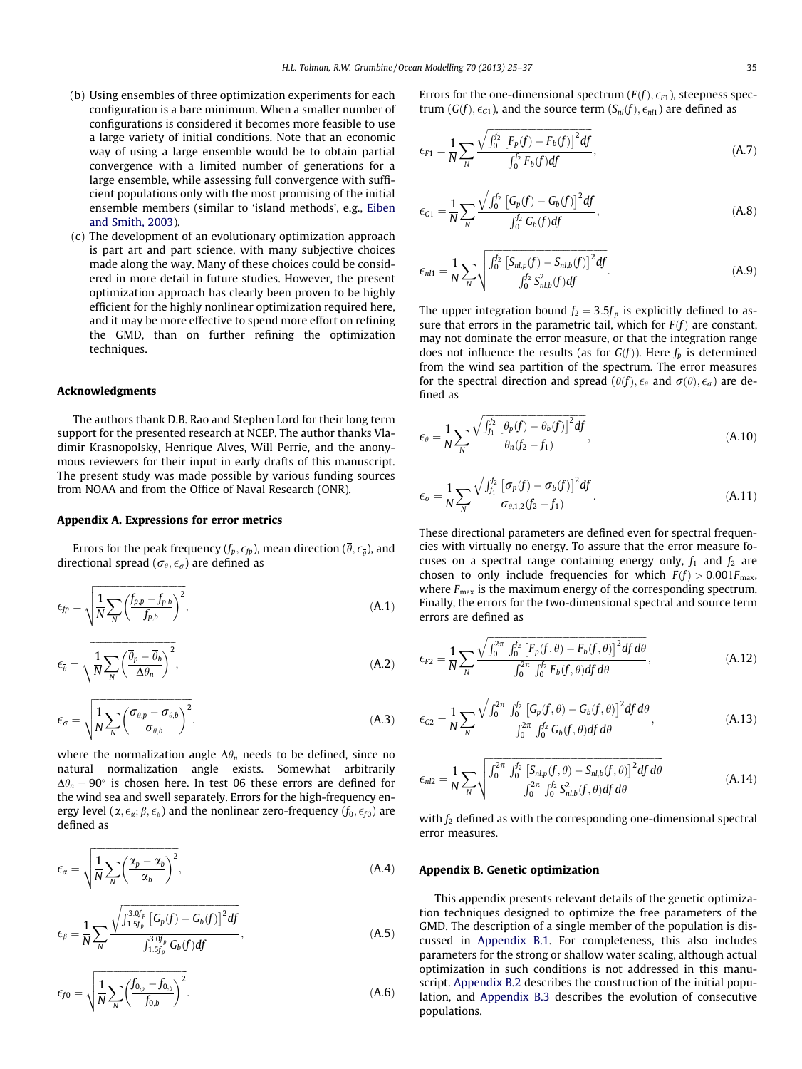(b) Using ensembles of three optimization experiments for each configuration is a bare minimum. When a smaller number of configurations is considered it becomes more feasible to use a large variety of initial conditions. Note that an economic way of using a large ensemble would be to obtain partial convergence with a limited number of generations for a large ensemble, while assessing full convergence with sufficient populations only with the most promising of the initial ensemble members (similar to 'island methods', e.g., Eiben and Smith, 2003).

(c) The development of an evolutionary optimization approach is part art and part science, with many subjective choices made along the way. Many of these choices could be considered in more detail in future studies. However, the present optimization approach has clearly been proven to be highly efficient for the highly nonlinear optimization required here, and it may be more effective to spend more effort on refining the GMD, than on further refining the optimization techniques.

## Acknowledgments

The authors thank D.B. Rao and Stephen Lord for their long term support for the presented research at NCEP. The author thanks Vladimir Krasnopolsky, Henrique Alves, Will Perrie, and the anonymous reviewers for their input in early drafts of this manuscript. The present study was made possible by various funding sources from NOAA and from the Office of Naval Research (ONR).

## Appendix A. Expressions for error metrics

Errors for the peak frequency ($f_p, \epsilon_{fp}$), mean direction ($\overline{\theta}, \epsilon_{\overline{\theta}}$), and directional spread ($\sigma_\theta, \epsilon_{\overline{\sigma}}$) are defined as

$$\epsilon_{fp} = \sqrt{\frac{1}{N}\sum_N \left(\frac{f_{p,p} - f_{p,b}}{f_{p,b}}\right)^2}, \tag{A.1}$$

$$\epsilon_{\overline{\theta}} = \sqrt{\frac{1}{N}\sum_N \left(\frac{\overline{\theta}_p - \overline{\theta}_b}{\Delta\theta_n}\right)^2}, \tag{A.2}$$

$$\epsilon_{\overline{\sigma}} = \sqrt{\frac{1}{N}\sum_N \left(\frac{\sigma_{\theta,p} - \sigma_{\theta,b}}{\sigma_{\theta,b}}\right)^2}, \tag{A.3}$$

where the normalization angle $\Delta\theta_n$ needs to be defined, since no natural normalization angle exists. Somewhat arbitrarily $\Delta\theta_n = 90^\circ$ is chosen here. In test 06 these errors are defined for the wind sea and swell separately. Errors for the high-frequency energy level ($\alpha, \epsilon_\alpha; \beta, \epsilon_\beta$) and the nonlinear zero-frequency ($f_0, \epsilon_{f0}$) are defined as

$$\epsilon_{\alpha} = \sqrt{\frac{1}{N}\sum_N \left(\frac{\alpha_p - \alpha_b}{\alpha_b}\right)^2}, \tag{A.4}$$

$$\epsilon_{\beta} = \frac{1}{N}\sum_N \frac{\sqrt{\int_{1.5f_p}^{3.0f_p} \left[G_p(f) - G_b(f)\right]^2 df}}{\int_{1.5f_p}^{3.0f_p} G_b(f) df}, \tag{A.5}$$

$$\epsilon_{f0} = \sqrt{\frac{1}{N}\sum_N \left(\frac{f_{0,p} - f_{0,b}}{f_{0,b}}\right)^2}. \tag{A.6}$$

Errors for the one-dimensional spectrum ($F(f), \epsilon_{F1}$), steepness spectrum ($G(f), \epsilon_{G1}$), and the source term ($S_{nl}(f), \epsilon_{nl1}$) are defined as

$$\epsilon_{F1} = \frac{1}{N}\sum_N \frac{\sqrt{\int_0^{f_2} \left[F_p(f) - F_b(f)\right]^2 df}}{\int_0^{f_2} F_b(f) df}, \tag{A.7}$$

$$\epsilon_{G1} = \frac{1}{N}\sum_N \frac{\sqrt{\int_0^{f_2} \left[G_p(f) - G_b(f)\right]^2 df}}{\int_0^{f_2} G_b(f) df}, \tag{A.8}$$

$$\epsilon_{nl1} = \frac{1}{N}\sum_N \sqrt{\frac{\int_0^{f_2} \left[S_{nl,p}(f) - S_{nl,b}(f)\right]^2 df}{\int_0^{f_2} S_{nl,b}^2(f) df}}. \tag{A.9}$$

The upper integration bound $f_2 = 3.5 f_p$ is explicitly defined to assure that errors in the parametric tail, which for $F(f)$ are constant, may not dominate the error measure, or that the integration range does not influence the results (as for $G(f)$). Here $f_p$ is determined from the wind sea partition of the spectrum. The error measures for the spectral direction and spread ($\theta(f), \epsilon_\theta$ and $\sigma(\theta), \epsilon_\sigma$) are defined as

$$\epsilon_{\theta} = \frac{1}{N}\sum_N \frac{\sqrt{\int_{f_1}^{f_2} \left[\theta_p(f) - \theta_b(f)\right]^2 df}}{\theta_n (f_2 - f_1)}, \tag{A.10}$$

$$\epsilon_{\sigma} = \frac{1}{N}\sum_N \frac{\sqrt{\int_{f_1}^{f_2} \left[\sigma_p(f) - \sigma_b(f)\right]^2 df}}{\sigma_{\theta,1,2} (f_2 - f_1)}. \tag{A.11}$$

These directional parameters are defined even for spectral frequencies with virtually no energy. To assure that the error measure focuses on a spectral range containing energy only, $f_1$ and $f_2$ are chosen to only include frequencies for which $F(f) > 0.001 F_{\max}$, where $F_{\max}$ is the maximum energy of the corresponding spectrum. Finally, the errors for the two-dimensional spectral and source term errors are defined as

$$\epsilon_{F2} = \frac{1}{N}\sum_N \frac{\sqrt{\int_0^{2\pi}\int_0^{f_2} \left[F_p(f,\theta) - F_b(f,\theta)\right]^2 df\, d\theta}}{\int_0^{2\pi}\int_0^{f_2} F_b(f,\theta) df\, d\theta}, \tag{A.12}$$

$$\epsilon_{G2} = \frac{1}{N}\sum_N \frac{\sqrt{\int_0^{2\pi}\int_0^{f_2} \left[G_p(f,\theta) - G_b(f,\theta)\right]^2 df\, d\theta}}{\int_0^{2\pi}\int_0^{f_2} G_b(f,\theta) df\, d\theta}, \tag{A.13}$$

$$\epsilon_{nl2} = \frac{1}{N}\sum_N \sqrt{\frac{\int_0^{2\pi}\int_0^{f_2} \left[S_{nl,p}(f,\theta) - S_{nl,b}(f,\theta)\right]^2 df\, d\theta}{\int_0^{2\pi}\int_0^{f_2} S_{nl,b}^2(f,\theta) df\, d\theta}} \tag{A.14}$$

with $f_2$ defined as with the corresponding one-dimensional spectral error measures.

## Appendix B. Genetic optimization

This appendix presents relevant details of the genetic optimization techniques designed to optimize the free parameters of the GMD. The description of a single member of the population is discussed in Appendix B.1. For completeness, this also includes parameters for the strong or shallow water scaling, although actual optimization in such conditions is not addressed in this manuscript. Appendix B.2 describes the construction of the initial population, and Appendix B.3 describes the evolution of consecutive populations.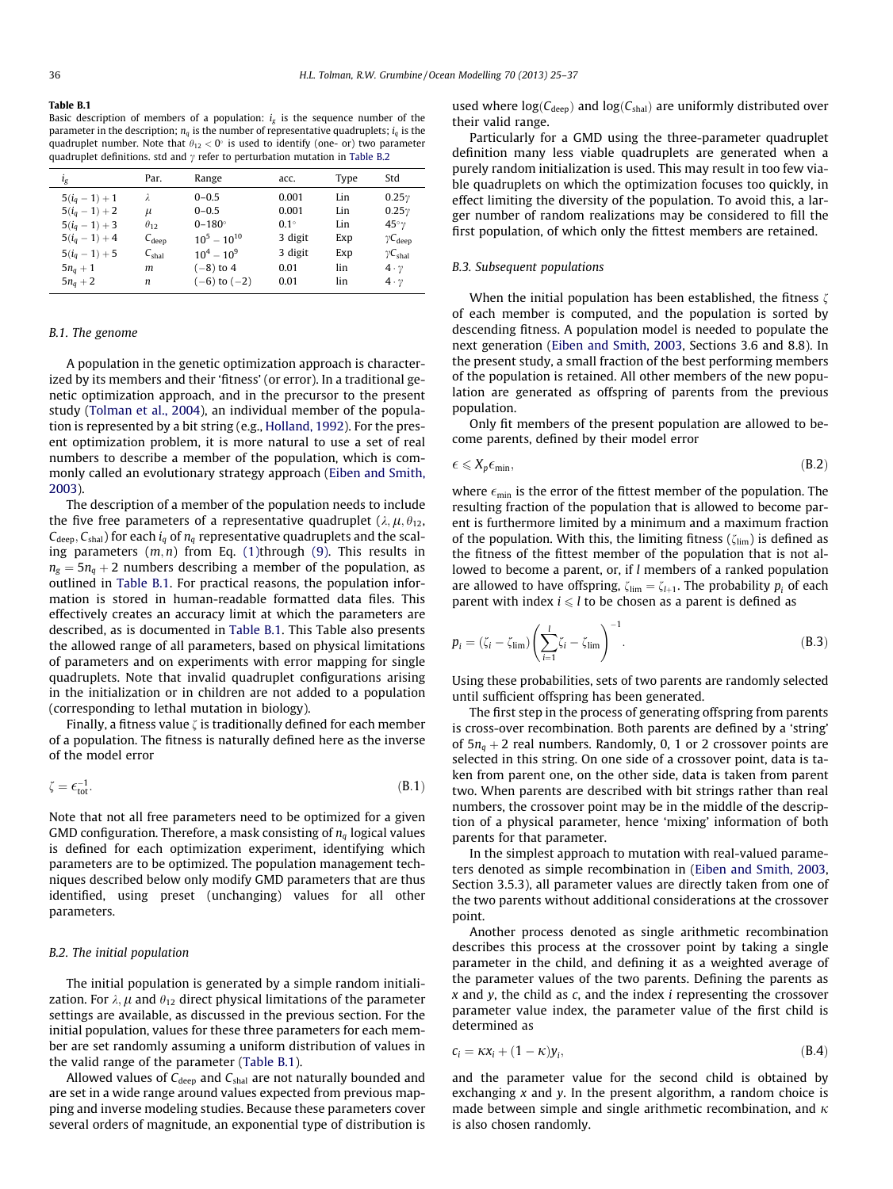**Table B.1**
Basic description of members of a population: $i_g$ is the sequence number of the parameter in the description; $n_q$ is the number of representative quadruplets; $i_q$ is the quadruplet number. Note that $\theta_{12} < 0°$ is used to identify (one- or) two parameter quadruplet definitions. std and $\gamma$ refer to perturbation mutation in Table B.2

| $i_g$ | Par. | Range | acc. | Type | Std |
|---|---|---|---|---|---|
| $5(i_q - 1) + 1$ | $\lambda$ | 0–0.5 | 0.001 | Lin | $0.25\gamma$ |
| $5(i_q - 1) + 2$ | $\mu$ | 0–0.5 | 0.001 | Lin | $0.25\gamma$ |
| $5(i_q - 1) + 3$ | $\theta_{12}$ | 0–180° | 0.1° | Lin | $45°\gamma$ |
| $5(i_q - 1) + 4$ | $C_{\text{deep}}$ | $10^5 - 10^{10}$ | 3 digit | Exp | $\gamma C_{\text{deep}}$ |
| $5(i_q - 1) + 5$ | $C_{\text{shal}}$ | $10^4 - 10^9$ | 3 digit | Exp | $\gamma C_{\text{shal}}$ |
| $5n_q + 1$ | $m$ | (−8) to 4 | 0.01 | lin | $4 \cdot \gamma$ |
| $5n_q + 2$ | $n$ | (−6) to (−2) | 0.01 | lin | $4 \cdot \gamma$ |

### B.1. The genome

A population in the genetic optimization approach is characterized by its members and their 'fitness' (or error). In a traditional genetic optimization approach, and in the precursor to the present study (Tolman et al., 2004), an individual member of the population is represented by a bit string (e.g., Holland, 1992). For the present optimization problem, it is more natural to use a set of real numbers to describe a member of the population, which is commonly called an evolutionary strategy approach (Eiben and Smith, 2003).

The description of a member of the population needs to include the five free parameters of a representative quadruplet ($\lambda, \mu, \theta_{12}, C_{\text{deep}}, C_{\text{shal}}$) for each $i_q$ of $n_q$ representative quadruplets and the scaling parameters $(m, n)$ from Eq. (1)through (9). This results in $n_g = 5n_q + 2$ numbers describing a member of the population, as outlined in Table B.1. For practical reasons, the population information is stored in human-readable formatted data files. This effectively creates an accuracy limit at which the parameters are described, as is documented in Table B.1. This Table also presents the allowed range of all parameters, based on physical limitations of parameters and on experiments with error mapping for single quadruplets. Note that invalid quadruplet configurations arising in the initialization or in children are not added to a population (corresponding to lethal mutation in biology).

Finally, a fitness value $\zeta$ is traditionally defined for each member of a population. The fitness is naturally defined here as the inverse of the model error

$$\zeta = \epsilon_{\text{tot}}^{-1}. \tag{B.1}$$

Note that not all free parameters need to be optimized for a given GMD configuration. Therefore, a mask consisting of $n_q$ logical values is defined for each optimization experiment, identifying which parameters are to be optimized. The population management techniques described below only modify GMD parameters that are thus identified, using preset (unchanging) values for all other parameters.

### B.2. The initial population

The initial population is generated by a simple random initialization. For $\lambda, \mu$ and $\theta_{12}$ direct physical limitations of the parameter settings are available, as discussed in the previous section. For the initial population, values for these three parameters for each member are set randomly assuming a uniform distribution of values in the valid range of the parameter (Table B.1).

Allowed values of $C_{\text{deep}}$ and $C_{\text{shal}}$ are not naturally bounded and are set in a wide range around values expected from previous mapping and inverse modeling studies. Because these parameters cover several orders of magnitude, an exponential type of distribution is used where $\log(C_{\text{deep}})$ and $\log(C_{\text{shal}})$ are uniformly distributed over their valid range.

Particularly for a GMD using the three-parameter quadruplet definition many less viable quadruplets are generated when a purely random initialization is used. This may result in too few viable quadruplets on which the optimization focuses too quickly, in effect limiting the diversity of the population. To avoid this, a larger number of random realizations may be considered to fill the first population, of which only the fittest members are retained.

### B.3. Subsequent populations

When the initial population has been established, the fitness $\zeta$ of each member is computed, and the population is sorted by descending fitness. A population model is needed to populate the next generation (Eiben and Smith, 2003, Sections 3.6 and 8.8). In the present study, a small fraction of the best performing members of the population is retained. All other members of the new population are generated as offspring of parents from the previous population.

Only fit members of the present population are allowed to become parents, defined by their model error

$$\epsilon \leqslant X_p \epsilon_{\text{min}}, \tag{B.2}$$

where $\epsilon_{\text{min}}$ is the error of the fittest member of the population. The resulting fraction of the population that is allowed to become parent is furthermore limited by a minimum and a maximum fraction of the population. With this, the limiting fitness ($\zeta_{\text{lim}}$) is defined as the fitness of the fittest member of the population that is not allowed to become a parent, or, if $l$ members of a ranked population are allowed to have offspring, $\zeta_{\text{lim}} = \zeta_{l+1}$. The probability $p_i$ of each parent with index $i \leqslant l$ to be chosen as a parent is defined as

$$p_i = (\zeta_i - \zeta_{\text{lim}}) \left( \sum_{i=1}^{l} \zeta_i - \zeta_{\text{lim}} \right)^{-1}. \tag{B.3}$$

Using these probabilities, sets of two parents are randomly selected until sufficient offspring has been generated.

The first step in the process of generating offspring from parents is cross-over recombination. Both parents are defined by a 'string' of $5n_q + 2$ real numbers. Randomly, 0, 1 or 2 crossover points are selected in this string. On one side of a crossover point, data is taken from parent one, on the other side, data is taken from parent two. When parents are described with bit strings rather than real numbers, the crossover point may be in the middle of the description of a physical parameter, hence 'mixing' information of both parents for that parameter.

In the simplest approach to mutation with real-valued parameters denoted as simple recombination in (Eiben and Smith, 2003, Section 3.5.3), all parameter values are directly taken from one of the two parents without additional considerations at the crossover point.

Another process denoted as single arithmetic recombination describes this process at the crossover point by taking a single parameter in the child, and defining it as a weighted average of the parameter values of the two parents. Defining the parents as $x$ and $y$, the child as $c$, and the index $i$ representing the crossover parameter value index, the parameter value of the first child is determined as

$$c_i = \kappa x_i + (1 - \kappa) y_i, \tag{B.4}$$

and the parameter value for the second child is obtained by exchanging $x$ and $y$. In the present algorithm, a random choice is made between simple and single arithmetic recombination, and $\kappa$ is also chosen randomly.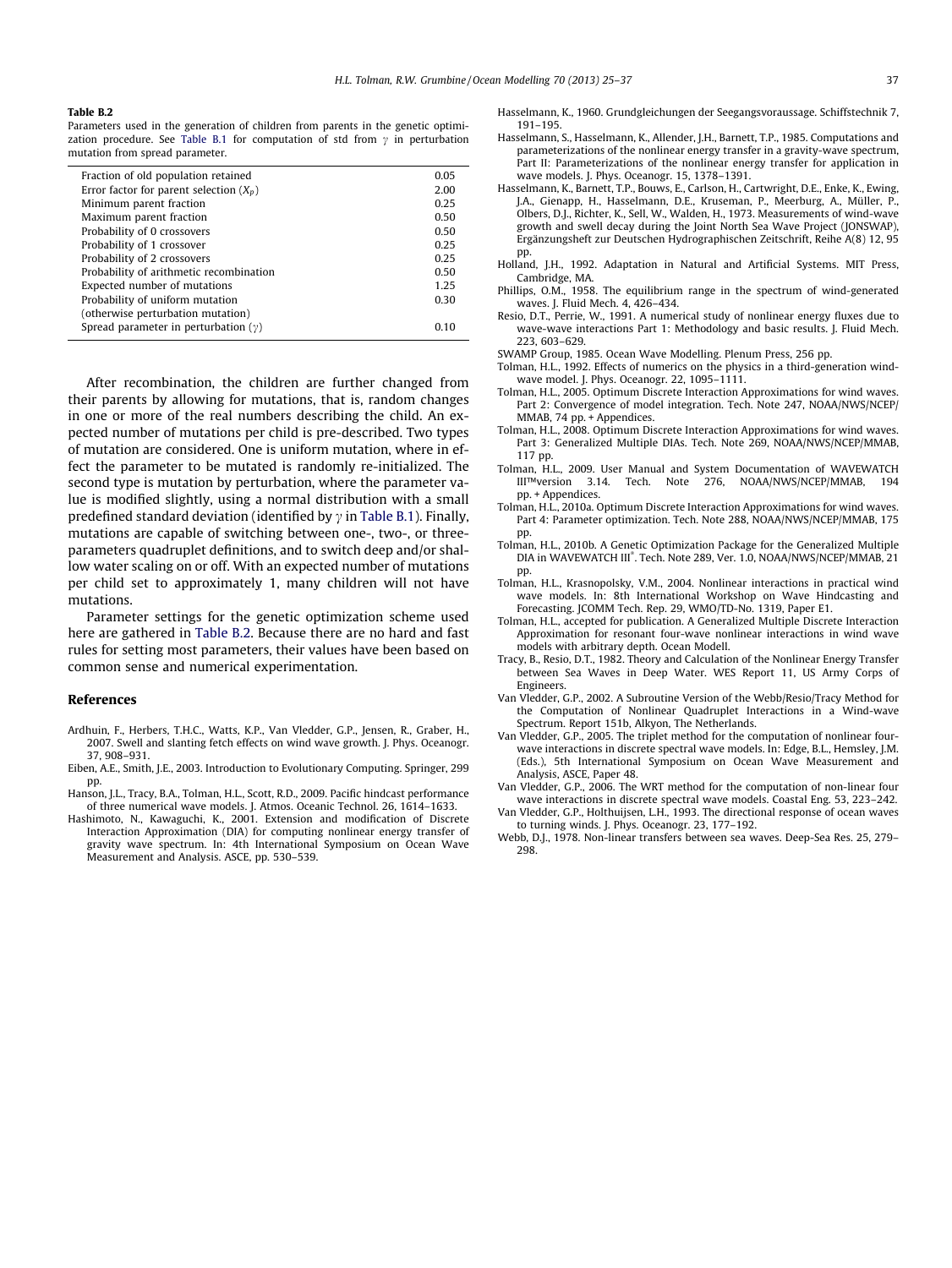**Table B.2**
Parameters used in the generation of children from parents in the genetic optimization procedure. See Table B.1 for computation of std from $\gamma$ in perturbation mutation from spread parameter.

| | |
|---|---|
| Fraction of old population retained | 0.05 |
| Error factor for parent selection ($X_p$) | 2.00 |
| Minimum parent fraction | 0.25 |
| Maximum parent fraction | 0.50 |
| Probability of 0 crossovers | 0.50 |
| Probability of 1 crossover | 0.25 |
| Probability of 2 crossovers | 0.25 |
| Probability of arithmetic recombination | 0.50 |
| Expected number of mutations | 1.25 |
| Probability of uniform mutation (otherwise perturbation mutation) | 0.30 |
| Spread parameter in perturbation ($\gamma$) | 0.10 |

After recombination, the children are further changed from their parents by allowing for mutations, that is, random changes in one or more of the real numbers describing the child. An expected number of mutations per child is pre-described. Two types of mutation are considered. One is uniform mutation, where in effect the parameter to be mutated is randomly re-initialized. The second type is mutation by perturbation, where the parameter value is modified slightly, using a normal distribution with a small predefined standard deviation (identified by $\gamma$ in Table B.1). Finally, mutations are capable of switching between one-, two-, or three-parameters quadruplet definitions, and to switch deep and/or shallow water scaling on or off. With an expected number of mutations per child set to approximately 1, many children will not have mutations.

Parameter settings for the genetic optimization scheme used here are gathered in Table B.2. Because there are no hard and fast rules for setting most parameters, their values have been based on common sense and numerical experimentation.

## References

Ardhuin, F., Herbers, T.H.C., Watts, K.P., Van Vledder, G.P., Jensen, R., Graber, H., 2007. Swell and slanting fetch effects on wind wave growth. J. Phys. Oceanogr. 37, 908–931.

Eiben, A.E., Smith, J.E., 2003. Introduction to Evolutionary Computing. Springer, 299 pp.

Hanson, J.L., Tracy, B.A., Tolman, H.L., Scott, R.D., 2009. Pacific hindcast performance of three numerical wave models. J. Atmos. Oceanic Technol. 26, 1614–1633.

Hashimoto, N., Kawaguchi, K., 2001. Extension and modification of Discrete Interaction Approximation (DIA) for computing nonlinear energy transfer of gravity wave spectrum. In: 4th International Symposium on Ocean Wave Measurement and Analysis. ASCE, pp. 530–539.

Hasselmann, K., 1960. Grundgleichungen der Seegangsvoraussage. Schiffstechnik 7, 191–195.

Hasselmann, S., Hasselmann, K., Allender, J.H., Barnett, T.P., 1985. Computations and parameterizations of the nonlinear energy transfer in a gravity-wave spectrum, Part II: Parameterizations of the nonlinear energy transfer for application in wave models. J. Phys. Oceanogr. 15, 1378–1391.

Hasselmann, K., Barnett, T.P., Bouws, E., Carlson, H., Cartwright, D.E., Enke, K., Ewing, J.A., Gienapp, H., Hasselmann, D.E., Kruseman, P., Meerburg, A., Müller, P., Olbers, D.J., Richter, K., Sell, W., Walden, H., 1973. Measurements of wind-wave growth and swell decay during the Joint North Sea Wave Project (JONSWAP), Ergänzungsheft zur Deutschen Hydrographischen Zeitschrift, Reihe A(8) 12, 95 pp.

Holland, J.H., 1992. Adaptation in Natural and Artificial Systems. MIT Press, Cambridge, MA.

Phillips, O.M., 1958. The equilibrium range in the spectrum of wind-generated waves. J. Fluid Mech. 4, 426–434.

Resio, D.T., Perrie, W., 1991. A numerical study of nonlinear energy fluxes due to wave-wave interactions Part 1: Methodology and basic results. J. Fluid Mech. 223, 603–629.

SWAMP Group, 1985. Ocean Wave Modelling. Plenum Press, 256 pp.

Tolman, H.L., 1992. Effects of numerics on the physics in a third-generation wind-wave model. J. Phys. Oceanogr. 22, 1095–1111.

Tolman, H.L., 2005. Optimum Discrete Interaction Approximations for wind waves. Part 2: Convergence of model integration. Tech. Note 247, NOAA/NWS/NCEP/MMAB, 74 pp. + Appendices.

Tolman, H.L., 2008. Optimum Discrete Interaction Approximations for wind waves. Part 3: Generalized Multiple DIAs. Tech. Note 269, NOAA/NWS/NCEP/MMAB, 117 pp.

Tolman, H.L., 2009. User Manual and System Documentation of WAVEWATCH III™version 3.14. Tech. Note 276, NOAA/NWS/NCEP/MMAB, 194 pp. + Appendices.

Tolman, H.L., 2010a. Optimum Discrete Interaction Approximations for wind waves. Part 4: Parameter optimization. Tech. Note 288, NOAA/NWS/NCEP/MMAB, 175 pp.

Tolman, H.L., 2010b. A Genetic Optimization Package for the Generalized Multiple DIA in WAVEWATCH III®. Tech. Note 289, Ver. 1.0, NOAA/NWS/NCEP/MMAB, 21 pp.

Tolman, H.L., Krasnopolsky, V.M., 2004. Nonlinear interactions in practical wind wave models. In: 8th International Workshop on Wave Hindcasting and Forecasting. JCOMM Tech. Rep. 29, WMO/TD-No. 1319, Paper E1.

Tolman, H.L., accepted for publication. A Generalized Multiple Discrete Interaction Approximation for resonant four-wave nonlinear interactions in wind wave models with arbitrary depth. Ocean Modell.

Tracy, B., Resio, D.T., 1982. Theory and Calculation of the Nonlinear Energy Transfer between Sea Waves in Deep Water. WES Report 11, US Army Corps of Engineers.

Van Vledder, G.P., 2002. A Subroutine Version of the Webb/Resio/Tracy Method for the Computation of Nonlinear Quadruplet Interactions in a Wind-wave Spectrum. Report 151b, Alkyon, The Netherlands.

Van Vledder, G.P., 2005. The triplet method for the computation of nonlinear four-wave interactions in discrete spectral wave models. In: Edge, B.L., Hemsley, J.M. (Eds.), 5th International Symposium on Ocean Wave Measurement and Analysis, ASCE, Paper 48.

Van Vledder, G.P., 2006. The WRT method for the computation of non-linear four wave interactions in discrete spectral wave models. Coastal Eng. 53, 223–242.

Van Vledder, G.P., Holthuijsen, L.H., 1993. The directional response of ocean waves to turning winds. J. Phys. Oceanogr. 23, 177–192.

Webb, D.J., 1978. Non-linear transfers between sea waves. Deep-Sea Res. 25, 279–298.